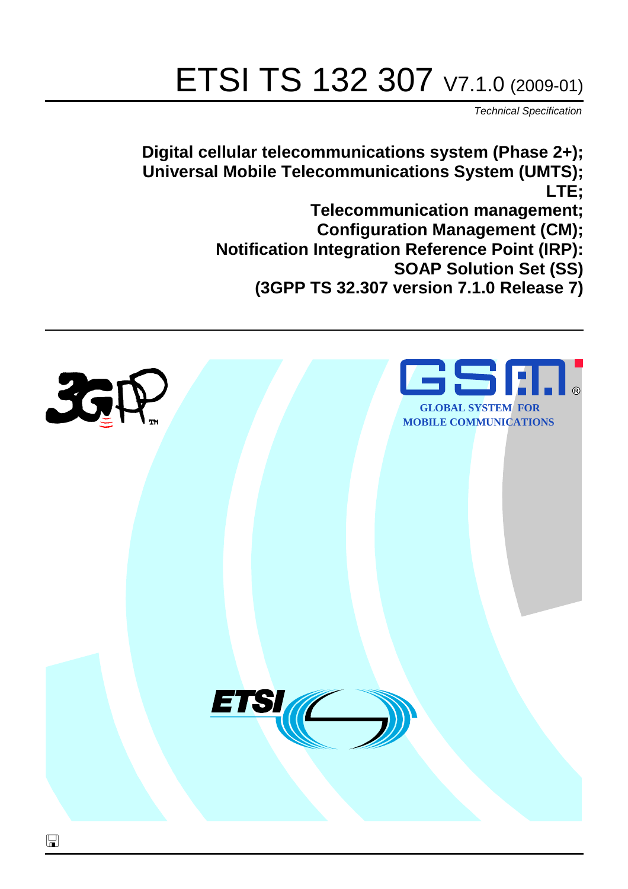# ETSI TS 132 307 V7.1.0 (2009-01)

*Technical Specification*

**Digital cellular telecommunications system (Phase 2+);
Universal Mobile Telecommunications System (UMTS);
LTE;
Telecommunication management;
Configuration Management (CM);
Notification Integration Reference Point (IRP):
SOAP Solution Set (SS)
(3GPP TS 32.307 version 7.1.0 Release 7)**

GLOBAL SYSTEM FOR
MOBILE COMMUNICATIONS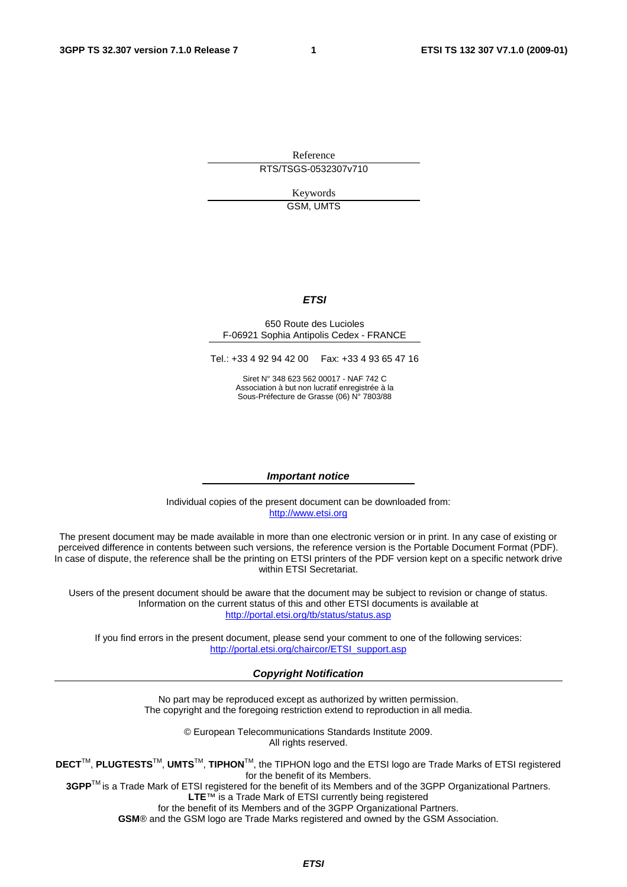Reference

RTS/TSGS-0532307v710

Keywords

GSM, UMTS

***ETSI***

650 Route des Lucioles
F-06921 Sophia Antipolis Cedex - FRANCE

Tel.: +33 4 92 94 42 00 Fax: +33 4 93 65 47 16

Siret N° 348 623 562 00017 - NAF 742 C
Association à but non lucratif enregistrée à la
Sous-Préfecture de Grasse (06) N° 7803/88

***Important notice***

Individual copies of the present document can be downloaded from:
http://www.etsi.org

The present document may be made available in more than one electronic version or in print. In any case of existing or perceived difference in contents between such versions, the reference version is the Portable Document Format (PDF). In case of dispute, the reference shall be the printing on ETSI printers of the PDF version kept on a specific network drive within ETSI Secretariat.

Users of the present document should be aware that the document may be subject to revision or change of status. Information on the current status of this and other ETSI documents is available at
http://portal.etsi.org/tb/status/status.asp

If you find errors in the present document, please send your comment to one of the following services:
http://portal.etsi.org/chaircor/ETSI_support.asp

***Copyright Notification***

No part may be reproduced except as authorized by written permission.
The copyright and the foregoing restriction extend to reproduction in all media.

© European Telecommunications Standards Institute 2009.
All rights reserved.

**DECT**™, **PLUGTESTS**™, **UMTS**™, **TIPHON**™, the TIPHON logo and the ETSI logo are Trade Marks of ETSI registered for the benefit of its Members.
**3GPP**™ is a Trade Mark of ETSI registered for the benefit of its Members and of the 3GPP Organizational Partners.
**LTE**™ is a Trade Mark of ETSI currently being registered
for the benefit of its Members and of the 3GPP Organizational Partners.
**GSM**® and the GSM logo are Trade Marks registered and owned by the GSM Association.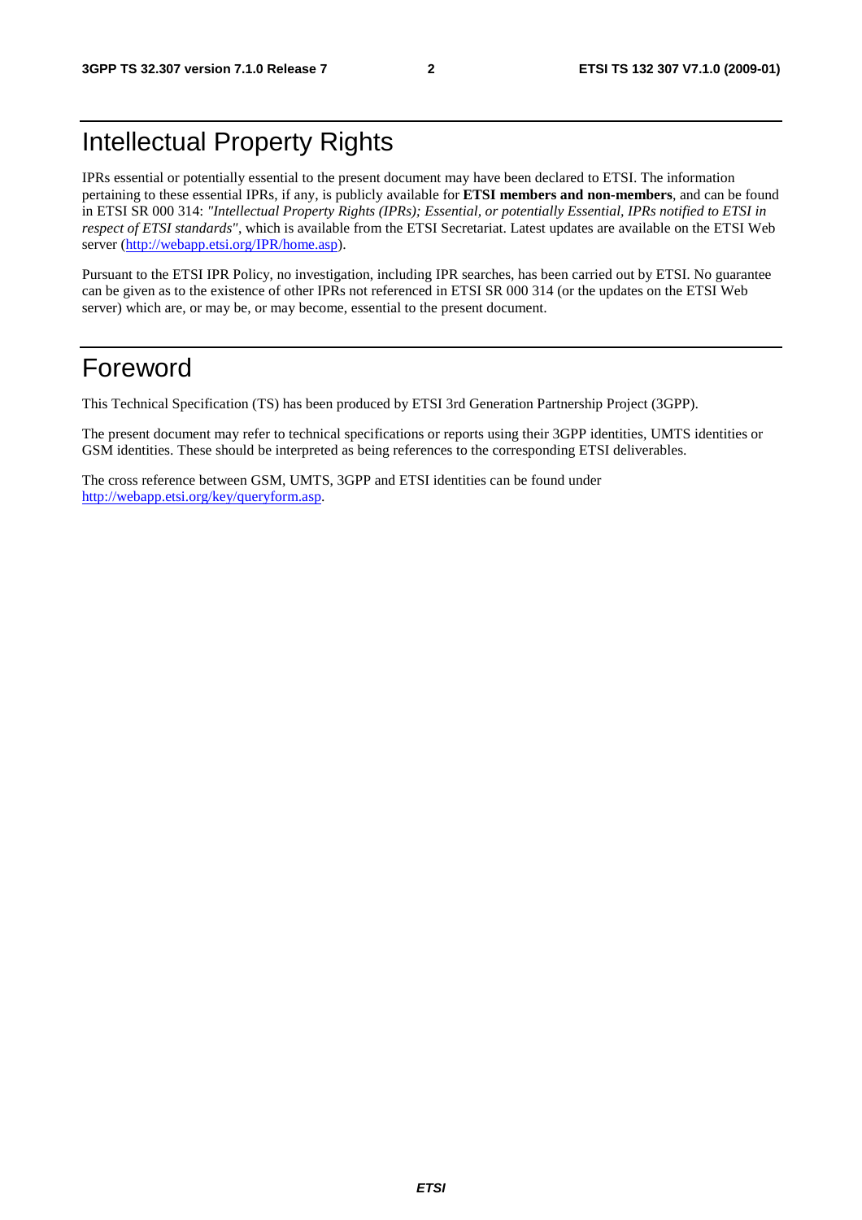# Intellectual Property Rights

IPRs essential or potentially essential to the present document may have been declared to ETSI. The information pertaining to these essential IPRs, if any, is publicly available for **ETSI members and non-members**, and can be found in ETSI SR 000 314: *"Intellectual Property Rights (IPRs); Essential, or potentially Essential, IPRs notified to ETSI in respect of ETSI standards"*, which is available from the ETSI Secretariat. Latest updates are available on the ETSI Web server (http://webapp.etsi.org/IPR/home.asp).

Pursuant to the ETSI IPR Policy, no investigation, including IPR searches, has been carried out by ETSI. No guarantee can be given as to the existence of other IPRs not referenced in ETSI SR 000 314 (or the updates on the ETSI Web server) which are, or may be, or may become, essential to the present document.

# Foreword

This Technical Specification (TS) has been produced by ETSI 3rd Generation Partnership Project (3GPP).

The present document may refer to technical specifications or reports using their 3GPP identities, UMTS identities or GSM identities. These should be interpreted as being references to the corresponding ETSI deliverables.

The cross reference between GSM, UMTS, 3GPP and ETSI identities can be found under http://webapp.etsi.org/key/queryform.asp.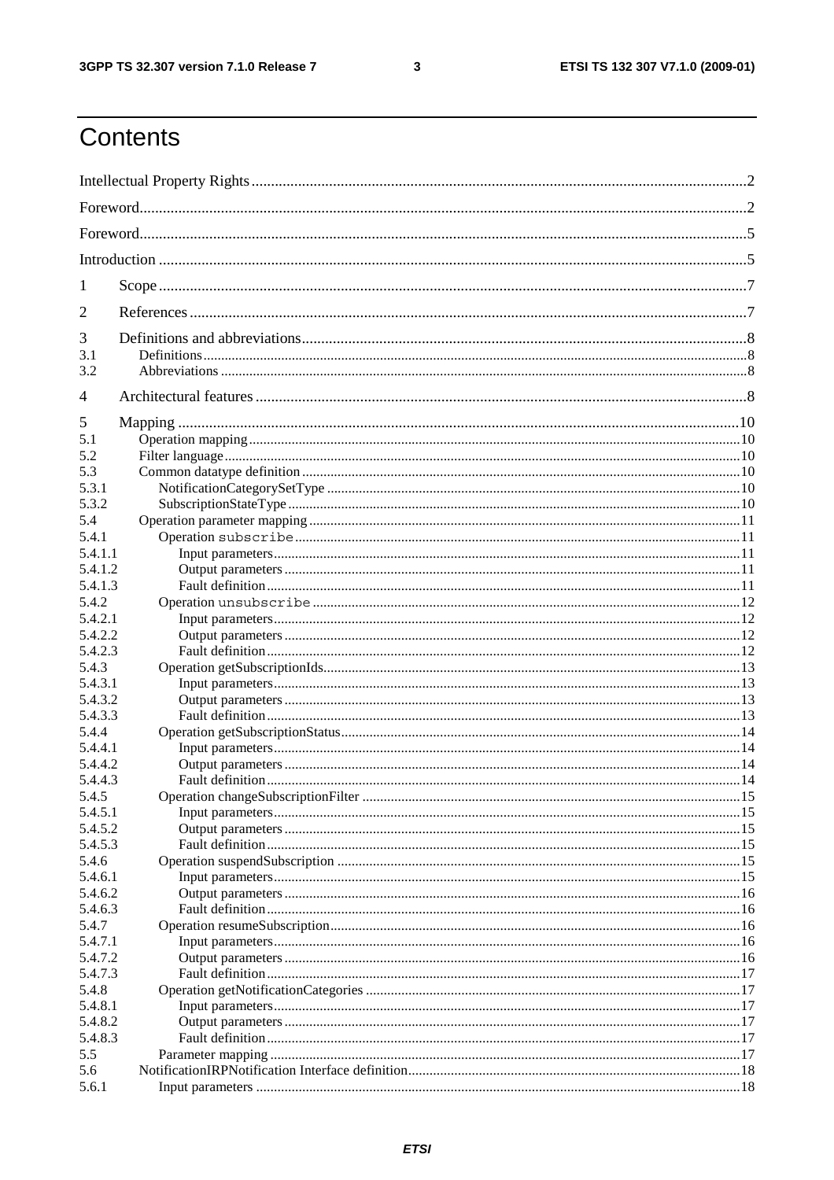# Contents

Intellectual Property Rights ..... 2

Foreword ..... 2

Foreword ..... 5

Introduction ..... 5

1 Scope ..... 7

2 References ..... 7

3 Definitions and abbreviations ..... 8

3.1 Definitions ..... 8

3.2 Abbreviations ..... 8

4 Architectural features ..... 8

5 Mapping ..... 10

5.1 Operation mapping ..... 10

5.2 Filter language ..... 10

5.3 Common datatype definition ..... 10

5.3.1 NotificationCategorySetType ..... 10

5.3.2 SubscriptionStateType ..... 10

5.4 Operation parameter mapping ..... 11

5.4.1 Operation `subscribe` ..... 11

5.4.1.1 Input parameters ..... 11

5.4.1.2 Output parameters ..... 11

5.4.1.3 Fault definition ..... 11

5.4.2 Operation `unsubscribe` ..... 12

5.4.2.1 Input parameters ..... 12

5.4.2.2 Output parameters ..... 12

5.4.2.3 Fault definition ..... 12

5.4.3 Operation getSubscriptionIds ..... 13

5.4.3.1 Input parameters ..... 13

5.4.3.2 Output parameters ..... 13

5.4.3.3 Fault definition ..... 13

5.4.4 Operation getSubscriptionStatus ..... 14

5.4.4.1 Input parameters ..... 14

5.4.4.2 Output parameters ..... 14

5.4.4.3 Fault definition ..... 14

5.4.5 Operation changeSubscriptionFilter ..... 15

5.4.5.1 Input parameters ..... 15

5.4.5.2 Output parameters ..... 15

5.4.5.3 Fault definition ..... 15

5.4.6 Operation suspendSubscription ..... 15

5.4.6.1 Input parameters ..... 15

5.4.6.2 Output parameters ..... 16

5.4.6.3 Fault definition ..... 16

5.4.7 Operation resumeSubscription ..... 16

5.4.7.1 Input parameters ..... 16

5.4.7.2 Output parameters ..... 16

5.4.7.3 Fault definition ..... 17

5.4.8 Operation getNotificationCategories ..... 17

5.4.8.1 Input parameters ..... 17

5.4.8.2 Output parameters ..... 17

5.4.8.3 Fault definition ..... 17

5.5 Parameter mapping ..... 17

5.6 NotificationIRPNotification Interface definition ..... 18

5.6.1 Input parameters ..... 18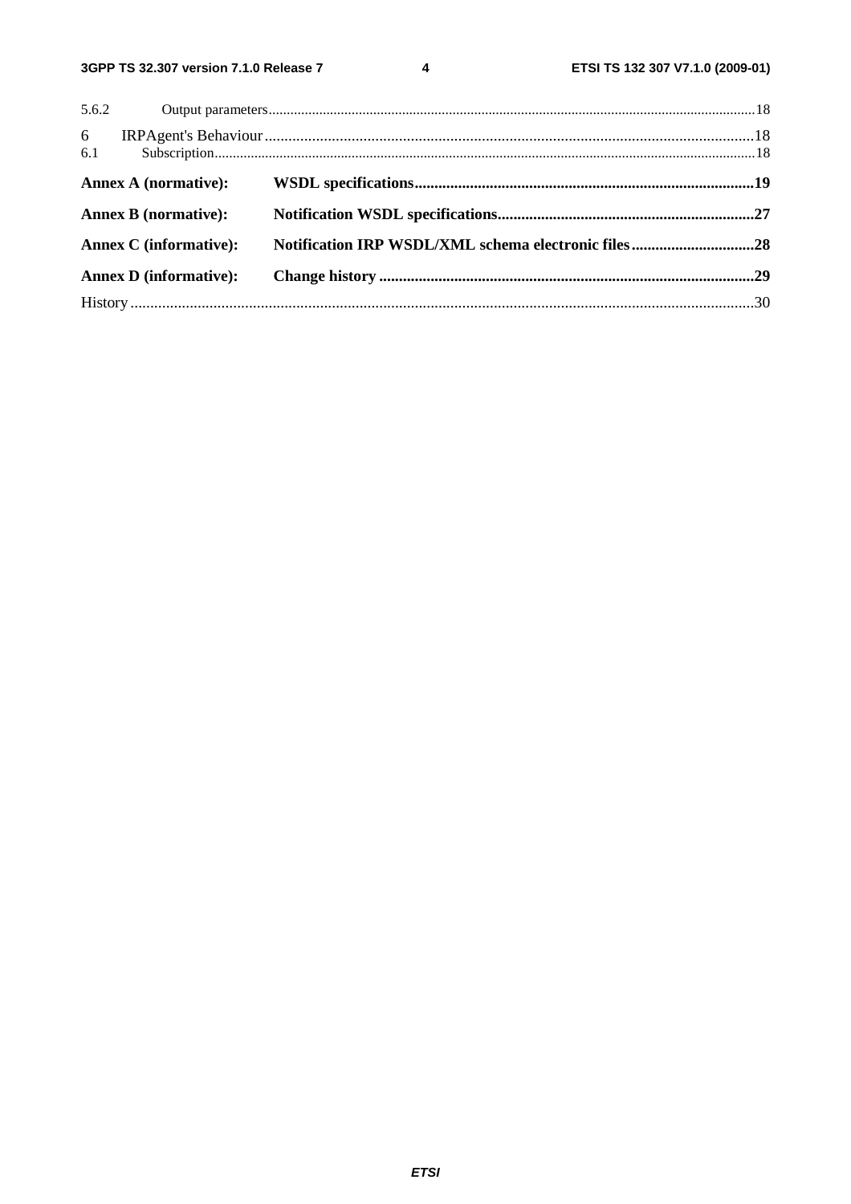5.6.2 Output parameters....................................................................................................................................18

6 IRPAgent's Behaviour........................................................................................................................18

6.1 Subscription......................................................................................................................................18

**Annex A (normative): WSDL specifications.....................................................................................19**

**Annex B (normative): Notification WSDL specifications.................................................................27**

**Annex C (informative): Notification IRP WSDL/XML schema electronic files...............................28**

**Annex D (informative): Change history ..............................................................................................29**

History.............................................................................................................................................30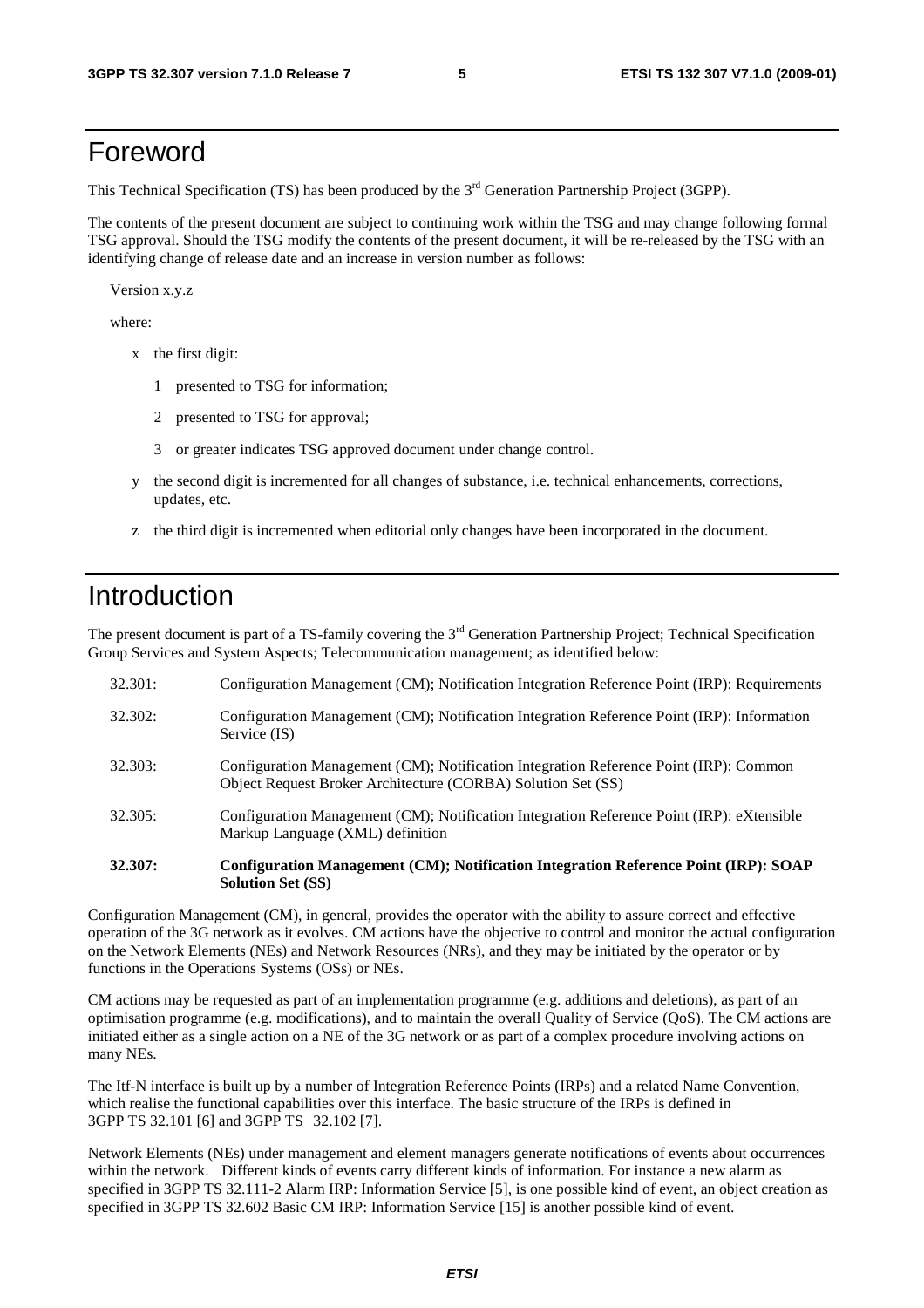# Foreword

This Technical Specification (TS) has been produced by the 3rd Generation Partnership Project (3GPP).

The contents of the present document are subject to continuing work within the TSG and may change following formal TSG approval. Should the TSG modify the contents of the present document, it will be re-released by the TSG with an identifying change of release date and an increase in version number as follows:

Version x.y.z

where:

- x the first digit:
  - 1 presented to TSG for information;
  - 2 presented to TSG for approval;
  - 3 or greater indicates TSG approved document under change control.
- y the second digit is incremented for all changes of substance, i.e. technical enhancements, corrections, updates, etc.
- z the third digit is incremented when editorial only changes have been incorporated in the document.

# Introduction

The present document is part of a TS-family covering the 3rd Generation Partnership Project; Technical Specification Group Services and System Aspects; Telecommunication management; as identified below:

32.301: Configuration Management (CM); Notification Integration Reference Point (IRP): Requirements

32.302: Configuration Management (CM); Notification Integration Reference Point (IRP): Information Service (IS)

32.303: Configuration Management (CM); Notification Integration Reference Point (IRP): Common Object Request Broker Architecture (CORBA) Solution Set (SS)

32.305: Configuration Management (CM); Notification Integration Reference Point (IRP): eXtensible Markup Language (XML) definition

**32.307: Configuration Management (CM); Notification Integration Reference Point (IRP): SOAP Solution Set (SS)**

Configuration Management (CM), in general, provides the operator with the ability to assure correct and effective operation of the 3G network as it evolves. CM actions have the objective to control and monitor the actual configuration on the Network Elements (NEs) and Network Resources (NRs), and they may be initiated by the operator or by functions in the Operations Systems (OSs) or NEs.

CM actions may be requested as part of an implementation programme (e.g. additions and deletions), as part of an optimisation programme (e.g. modifications), and to maintain the overall Quality of Service (QoS). The CM actions are initiated either as a single action on a NE of the 3G network or as part of a complex procedure involving actions on many NEs.

The Itf-N interface is built up by a number of Integration Reference Points (IRPs) and a related Name Convention, which realise the functional capabilities over this interface. The basic structure of the IRPs is defined in 3GPP TS 32.101 [6] and 3GPP TS 32.102 [7].

Network Elements (NEs) under management and element managers generate notifications of events about occurrences within the network. Different kinds of events carry different kinds of information. For instance a new alarm as specified in 3GPP TS 32.111-2 Alarm IRP: Information Service [5], is one possible kind of event, an object creation as specified in 3GPP TS 32.602 Basic CM IRP: Information Service [15] is another possible kind of event.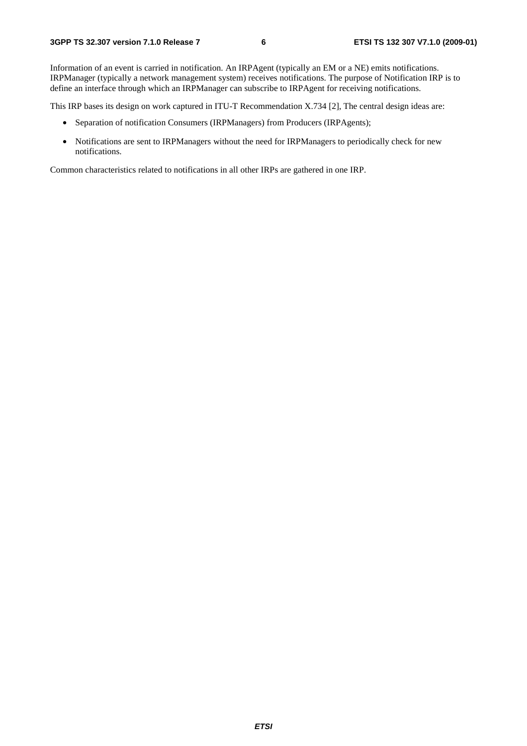Information of an event is carried in notification. An IRPAgent (typically an EM or a NE) emits notifications. IRPManager (typically a network management system) receives notifications. The purpose of Notification IRP is to define an interface through which an IRPManager can subscribe to IRPAgent for receiving notifications.

This IRP bases its design on work captured in ITU-T Recommendation X.734 [2], The central design ideas are:

- Separation of notification Consumers (IRPManagers) from Producers (IRPAgents);
- Notifications are sent to IRPManagers without the need for IRPManagers to periodically check for new notifications.

Common characteristics related to notifications in all other IRPs are gathered in one IRP.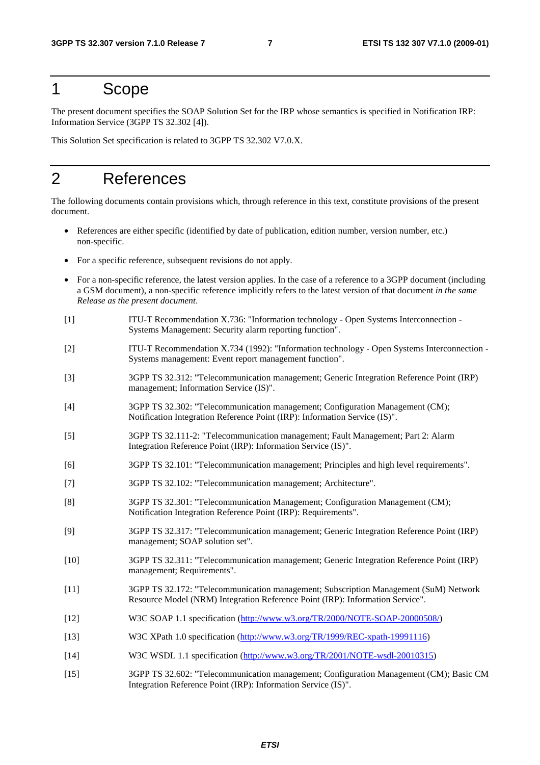# 1 Scope

The present document specifies the SOAP Solution Set for the IRP whose semantics is specified in Notification IRP: Information Service (3GPP TS 32.302 [4]).

This Solution Set specification is related to 3GPP TS 32.302 V7.0.X.

# 2 References

The following documents contain provisions which, through reference in this text, constitute provisions of the present document.

- References are either specific (identified by date of publication, edition number, version number, etc.) non-specific.
- For a specific reference, subsequent revisions do not apply.
- For a non-specific reference, the latest version applies. In the case of a reference to a 3GPP document (including a GSM document), a non-specific reference implicitly refers to the latest version of that document *in the same Release as the present document*.

[1] ITU-T Recommendation X.736: "Information technology - Open Systems Interconnection - Systems Management: Security alarm reporting function".

[2] ITU-T Recommendation X.734 (1992): "Information technology - Open Systems Interconnection - Systems management: Event report management function".

[3] 3GPP TS 32.312: "Telecommunication management; Generic Integration Reference Point (IRP) management; Information Service (IS)".

[4] 3GPP TS 32.302: "Telecommunication management; Configuration Management (CM); Notification Integration Reference Point (IRP): Information Service (IS)".

[5] 3GPP TS 32.111-2: "Telecommunication management; Fault Management; Part 2: Alarm Integration Reference Point (IRP): Information Service (IS)".

[6] 3GPP TS 32.101: "Telecommunication management; Principles and high level requirements".

[7] 3GPP TS 32.102: "Telecommunication management; Architecture".

[8] 3GPP TS 32.301: "Telecommunication Management; Configuration Management (CM); Notification Integration Reference Point (IRP): Requirements".

[9] 3GPP TS 32.317: "Telecommunication management; Generic Integration Reference Point (IRP) management; SOAP solution set".

[10] 3GPP TS 32.311: "Telecommunication management; Generic Integration Reference Point (IRP) management; Requirements".

[11] 3GPP TS 32.172: "Telecommunication management; Subscription Management (SuM) Network Resource Model (NRM) Integration Reference Point (IRP): Information Service".

[12] W3C SOAP 1.1 specification (http://www.w3.org/TR/2000/NOTE-SOAP-20000508/)

[13] W3C XPath 1.0 specification (http://www.w3.org/TR/1999/REC-xpath-19991116)

[14] W3C WSDL 1.1 specification (http://www.w3.org/TR/2001/NOTE-wsdl-20010315)

[15] 3GPP TS 32.602: "Telecommunication management; Configuration Management (CM); Basic CM Integration Reference Point (IRP): Information Service (IS)".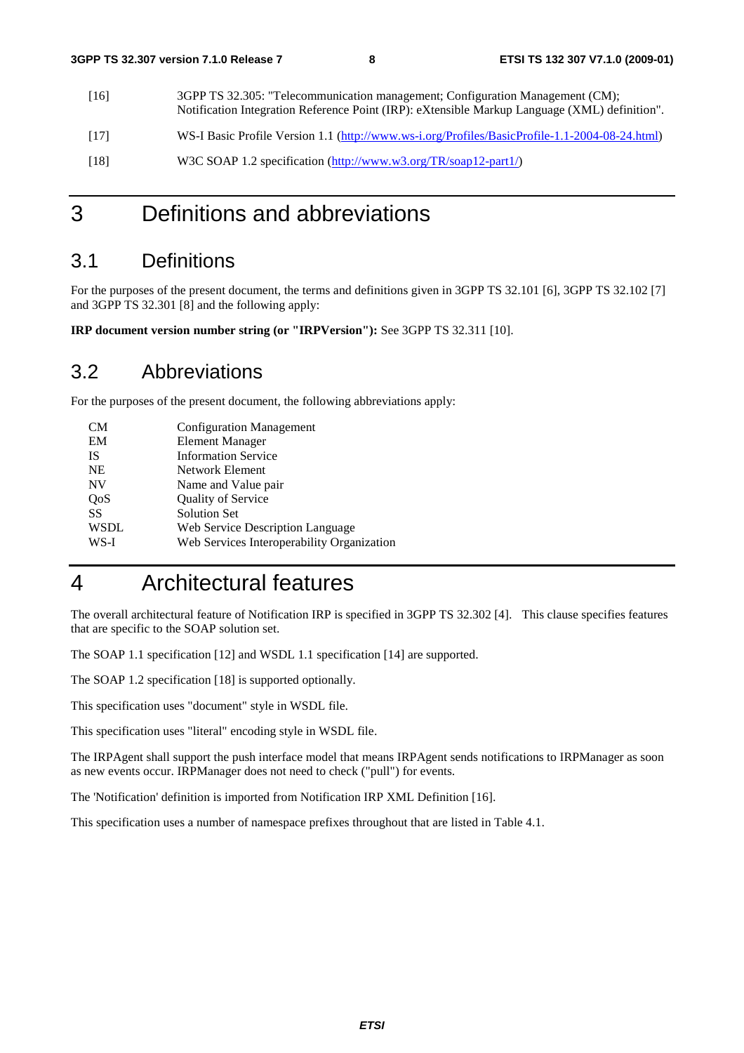[16] 3GPP TS 32.305: "Telecommunication management; Configuration Management (CM); Notification Integration Reference Point (IRP): eXtensible Markup Language (XML) definition".

[17] WS-I Basic Profile Version 1.1 (http://www.ws-i.org/Profiles/BasicProfile-1.1-2004-08-24.html)

[18] W3C SOAP 1.2 specification (http://www.w3.org/TR/soap12-part1/)

# 3 Definitions and abbreviations

## 3.1 Definitions

For the purposes of the present document, the terms and definitions given in 3GPP TS 32.101 [6], 3GPP TS 32.102 [7] and 3GPP TS 32.301 [8] and the following apply:

**IRP document version number string (or "IRPVersion"):** See 3GPP TS 32.311 [10].

## 3.2 Abbreviations

For the purposes of the present document, the following abbreviations apply:

| | |
|---|---|
| CM | Configuration Management |
| EM | Element Manager |
| IS | Information Service |
| NE | Network Element |
| NV | Name and Value pair |
| QoS | Quality of Service |
| SS | Solution Set |
| WSDL | Web Service Description Language |
| WS-I | Web Services Interoperability Organization |

# 4 Architectural features

The overall architectural feature of Notification IRP is specified in 3GPP TS 32.302 [4]. This clause specifies features that are specific to the SOAP solution set.

The SOAP 1.1 specification [12] and WSDL 1.1 specification [14] are supported.

The SOAP 1.2 specification [18] is supported optionally.

This specification uses "document" style in WSDL file.

This specification uses "literal" encoding style in WSDL file.

The IRPAgent shall support the push interface model that means IRPAgent sends notifications to IRPManager as soon as new events occur. IRPManager does not need to check ("pull") for events.

The 'Notification' definition is imported from Notification IRP XML Definition [16].

This specification uses a number of namespace prefixes throughout that are listed in Table 4.1.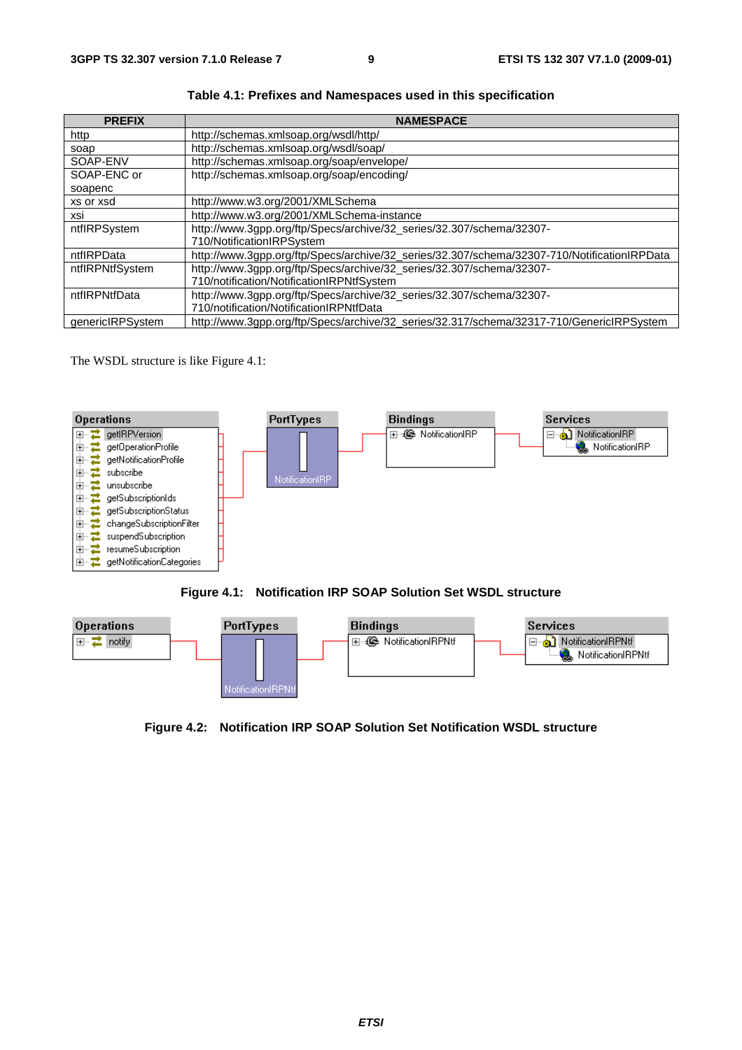**Table 4.1: Prefixes and Namespaces used in this specification**

| PREFIX | NAMESPACE |
|---|---|
| http | http://schemas.xmlsoap.org/wsdl/http/ |
| soap | http://schemas.xmlsoap.org/wsdl/soap/ |
| SOAP-ENV | http://schemas.xmlsoap.org/soap/envelope/ |
| SOAP-ENC or soapenc | http://schemas.xmlsoap.org/soap/encoding/ |
| xs or xsd | http://www.w3.org/2001/XMLSchema |
| xsi | http://www.w3.org/2001/XMLSchema-instance |
| ntfIRPSystem | http://www.3gpp.org/ftp/Specs/archive/32_series/32.307/schema/32307-710/NotificationIRPSystem |
| ntfIRPData | http://www.3gpp.org/ftp/Specs/archive/32_series/32.307/schema/32307-710/NotificationIRPData |
| ntfIRPNtfSystem | http://www.3gpp.org/ftp/Specs/archive/32_series/32.307/schema/32307-710/notification/NotificationIRPNtfSystem |
| ntfIRPNtfData | http://www.3gpp.org/ftp/Specs/archive/32_series/32.307/schema/32307-710/notification/NotificationIRPNtfData |
| genericIRPSystem | http://www.3gpp.org/ftp/Specs/archive/32_series/32.317/schema/32317-710/GenericIRPSystem |

The WSDL structure is like Figure 4.1:

| Operations | PortTypes | Bindings | Services |
|---|---|---|---|
| getIRPVersion<br>getOperationProfile<br>getNotificationProfile<br>subscribe<br>unsubscribe<br>getSubscriptionIds<br>getSubscriptionStatus<br>changeSubscriptionFilter<br>suspendSubscription<br>resumeSubscription<br>getNotificationCategories | NotificationIRP | NotificationIRP | NotificationIRP<br>NotificationIRP |

**Figure 4.1: Notification IRP SOAP Solution Set WSDL structure**

| Operations | PortTypes | Bindings | Services |
|---|---|---|---|
| notify | NotificationIRPNtf | NotificationIRPNtf | NotificationIRPNtf<br>NotificationIRPNtf |

**Figure 4.2: Notification IRP SOAP Solution Set Notification WSDL structure**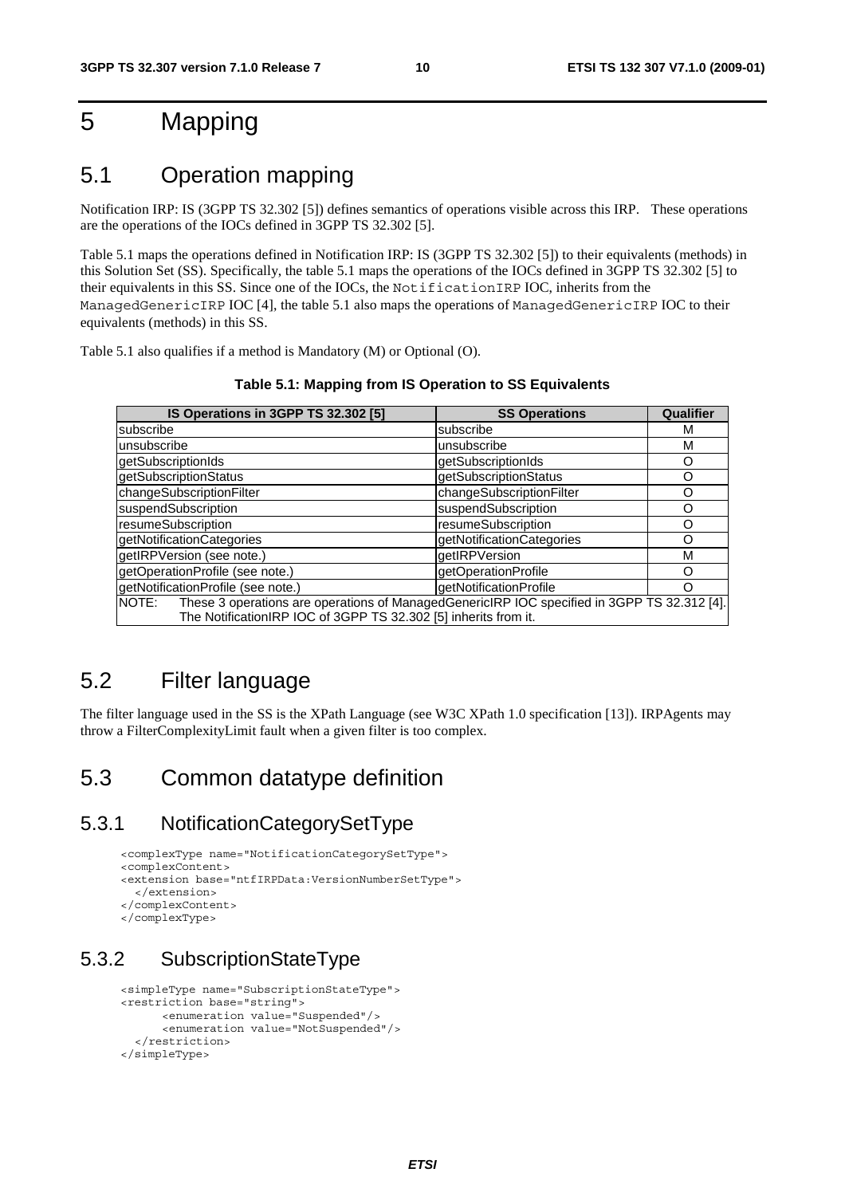# 5 Mapping

## 5.1 Operation mapping

Notification IRP: IS (3GPP TS 32.302 [5]) defines semantics of operations visible across this IRP. These operations are the operations of the IOCs defined in 3GPP TS 32.302 [5].

Table 5.1 maps the operations defined in Notification IRP: IS (3GPP TS 32.302 [5]) to their equivalents (methods) in this Solution Set (SS). Specifically, the table 5.1 maps the operations of the IOCs defined in 3GPP TS 32.302 [5] to their equivalents in this SS. Since one of the IOCs, the `NotificationIRP` IOC, inherits from the `ManagedGenericIRP` IOC [4], the table 5.1 also maps the operations of `ManagedGenericIRP` IOC to their equivalents (methods) in this SS.

Table 5.1 also qualifies if a method is Mandatory (M) or Optional (O).

**Table 5.1: Mapping from IS Operation to SS Equivalents**

| IS Operations in 3GPP TS 32.302 [5] | SS Operations | Qualifier |
|---|---|---|
| subscribe | subscribe | M |
| unsubscribe | unsubscribe | M |
| getSubscriptionIds | getSubscriptionIds | O |
| getSubscriptionStatus | getSubscriptionStatus | O |
| changeSubscriptionFilter | changeSubscriptionFilter | O |
| suspendSubscription | suspendSubscription | O |
| resumeSubscription | resumeSubscription | O |
| getNotificationCategories | getNotificationCategories | O |
| getIRPVersion (see note.) | getIRPVersion | M |
| getOperationProfile (see note.) | getOperationProfile | O |
| getNotificationProfile (see note.) | getNotificationProfile | O |
| NOTE: These 3 operations are operations of ManagedGenericIRP IOC specified in 3GPP TS 32.312 [4]. The NotificationIRP IOC of 3GPP TS 32.302 [5] inherits from it. | | |

## 5.2 Filter language

The filter language used in the SS is the XPath Language (see W3C XPath 1.0 specification [13]). IRPAgents may throw a FilterComplexityLimit fault when a given filter is too complex.

## 5.3 Common datatype definition

### 5.3.1 NotificationCategorySetType

```
<complexType name="NotificationCategorySetType">
<complexContent>
<extension base="ntfIRPData:VersionNumberSetType">
  </extension>
</complexContent>
</complexType>
```

### 5.3.2 SubscriptionStateType

```
<simpleType name="SubscriptionStateType">
<restriction base="string">
      <enumeration value="Suspended"/>
      <enumeration value="NotSuspended"/>
  </restriction>
</simpleType>
```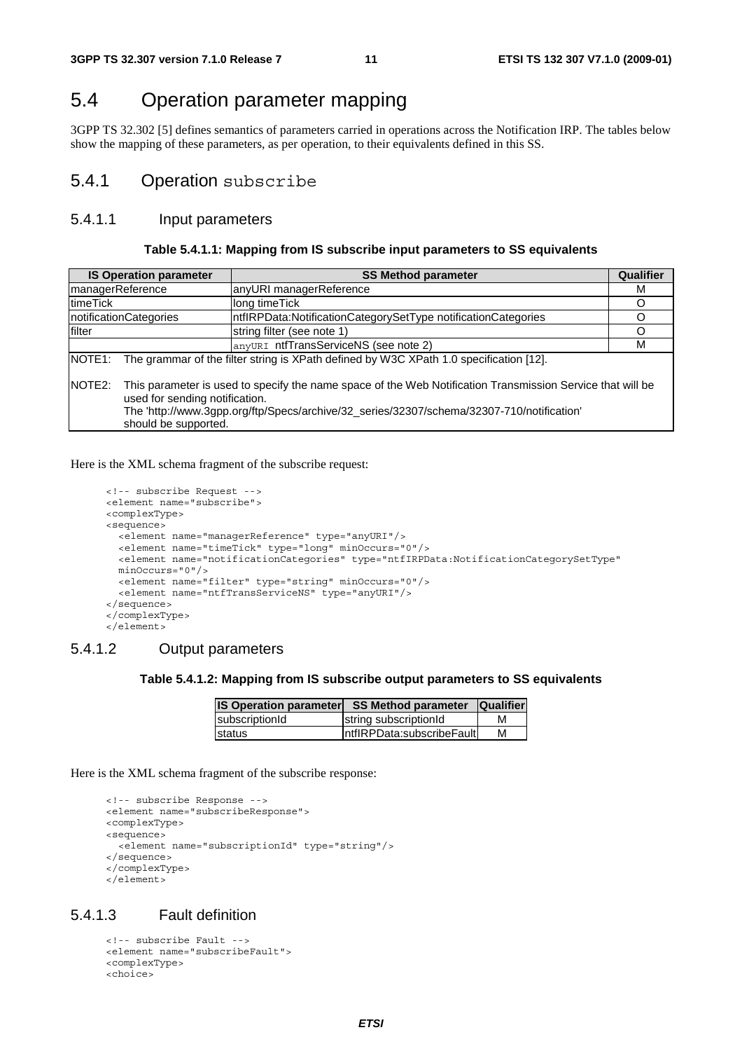## 5.4 Operation parameter mapping

3GPP TS 32.302 [5] defines semantics of parameters carried in operations across the Notification IRP. The tables below show the mapping of these parameters, as per operation, to their equivalents defined in this SS.

### 5.4.1 Operation subscribe

#### 5.4.1.1 Input parameters

**Table 5.4.1.1: Mapping from IS subscribe input parameters to SS equivalents**

| IS Operation parameter | SS Method parameter | Qualifier |
|---|---|---|
| managerReference | anyURI managerReference | M |
| timeTick | long timeTick | O |
| notificationCategories | ntfIRPData:NotificationCategorySetType notificationCategories | O |
| filter | string filter (see note 1) | O |
| | anyURI ntfTransServiceNS (see note 2) | M |
| NOTE1: The grammar of the filter string is XPath defined by W3C XPath 1.0 specification [12].<br><br>NOTE2: This parameter is used to specify the name space of the Web Notification Transmission Service that will be used for sending notification.<br>The 'http://www.3gpp.org/ftp/Specs/archive/32_series/32307/schema/32307-710/notification' should be supported. | | |

Here is the XML schema fragment of the subscribe request:

```
<!-- subscribe Request -->
<element name="subscribe">
<complexType>
<sequence>
  <element name="managerReference" type="anyURI"/>
  <element name="timeTick" type="long" minOccurs="0"/>
  <element name="notificationCategories" type="ntfIRPData:NotificationCategorySetType"
  minOccurs="0"/>
  <element name="filter" type="string" minOccurs="0"/>
  <element name="ntfTransServiceNS" type="anyURI"/>
</sequence>
</complexType>
</element>
```

#### 5.4.1.2 Output parameters

**Table 5.4.1.2: Mapping from IS subscribe output parameters to SS equivalents**

| IS Operation parameter | SS Method parameter | Qualifier |
|---|---|---|
| subscriptionId | string subscriptionId | M |
| status | ntfIRPData:subscribeFault | M |

Here is the XML schema fragment of the subscribe response:

```
<!-- subscribe Response -->
<element name="subscribeResponse">
<complexType>
<sequence>
  <element name="subscriptionId" type="string"/>
</sequence>
</complexType>
</element>
```

#### 5.4.1.3 Fault definition

```
<!-- subscribe Fault -->
<element name="subscribeFault">
<complexType>
<choice>
```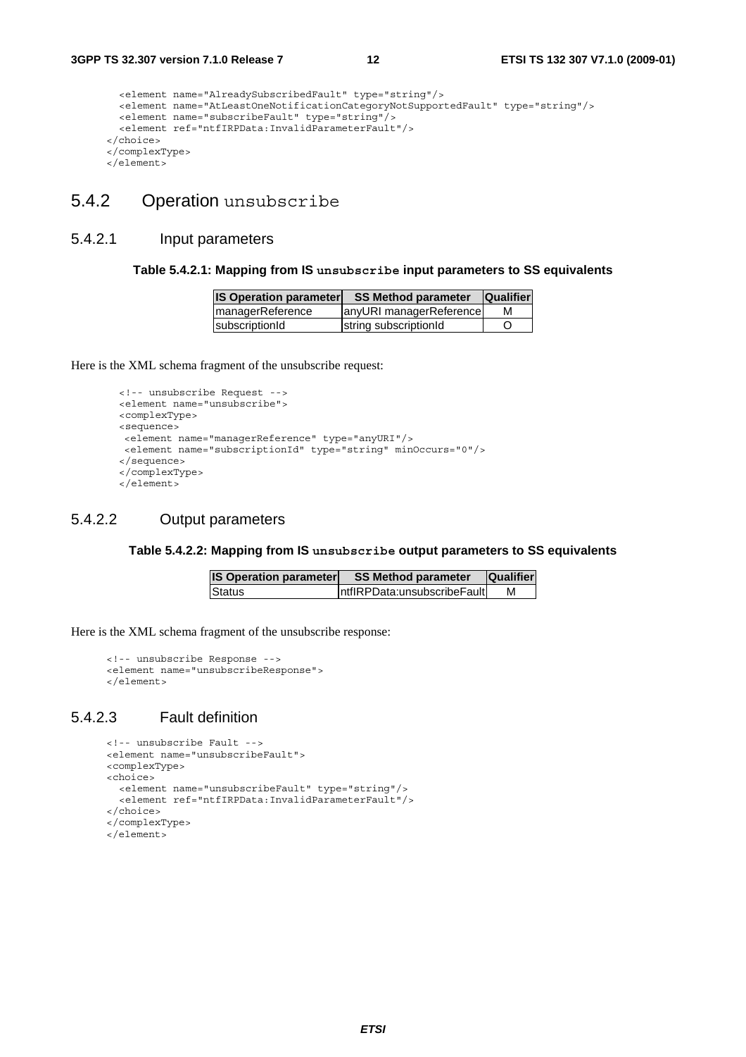```
  <element name="AlreadySubscribedFault" type="string"/>
  <element name="AtLeastOneNotificationCategoryNotSupportedFault" type="string"/>
  <element name="subscribeFault" type="string"/>
  <element ref="ntfIRPData:InvalidParameterFault"/>
</choice>
</complexType>
</element>
```

### 5.4.2 Operation unsubscribe

#### 5.4.2.1 Input parameters

**Table 5.4.2.1: Mapping from IS unsubscribe input parameters to SS equivalents**

| IS Operation parameter | SS Method parameter | Qualifier |
|---|---|---|
| managerReference | anyURI managerReference | M |
| subscriptionId | string subscriptionId | O |

Here is the XML schema fragment of the unsubscribe request:

```
<!-- unsubscribe Request -->
<element name="unsubscribe">
<complexType>
<sequence>
 <element name="managerReference" type="anyURI"/>
 <element name="subscriptionId" type="string" minOccurs="0"/>
</sequence>
</complexType>
</element>
```

#### 5.4.2.2 Output parameters

**Table 5.4.2.2: Mapping from IS unsubscribe output parameters to SS equivalents**

| IS Operation parameter | SS Method parameter | Qualifier |
|---|---|---|
| Status | ntfIRPData:unsubscribeFault | M |

Here is the XML schema fragment of the unsubscribe response:

```
<!-- unsubscribe Response -->
<element name="unsubscribeResponse">
</element>
```

#### 5.4.2.3 Fault definition

```
<!-- unsubscribe Fault -->
<element name="unsubscribeFault">
<complexType>
<choice>
  <element name="unsubscribeFault" type="string"/>
  <element ref="ntfIRPData:InvalidParameterFault"/>
</choice>
</complexType>
</element>
```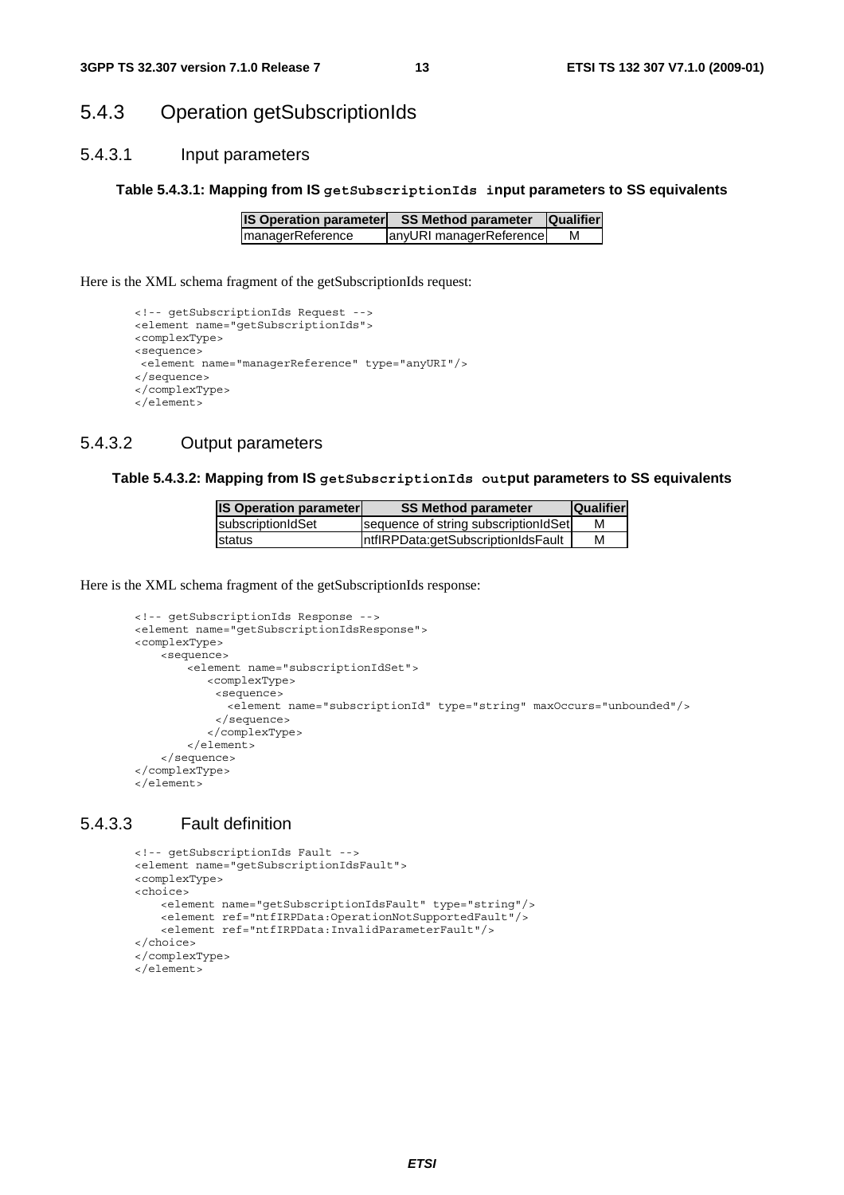### 5.4.3 Operation getSubscriptionIds

#### 5.4.3.1 Input parameters

**Table 5.4.3.1: Mapping from IS `getSubscriptionIds` input parameters to SS equivalents**

| IS Operation parameter | SS Method parameter | Qualifier |
|---|---|---|
| managerReference | anyURI managerReference | M |

Here is the XML schema fragment of the getSubscriptionIds request:

```
<!-- getSubscriptionIds Request -->
<element name="getSubscriptionIds">
<complexType>
<sequence>
 <element name="managerReference" type="anyURI"/>
</sequence>
</complexType>
</element>
```

#### 5.4.3.2 Output parameters

**Table 5.4.3.2: Mapping from IS `getSubscriptionIds` output parameters to SS equivalents**

| IS Operation parameter | SS Method parameter | Qualifier |
|---|---|---|
| subscriptionIdSet | sequence of string subscriptionIdSet | M |
| status | ntfIRPData:getSubscriptionIdsFault | M |

Here is the XML schema fragment of the getSubscriptionIds response:

```
<!-- getSubscriptionIds Response -->
<element name="getSubscriptionIdsResponse">
<complexType>
    <sequence>
        <element name="subscriptionIdSet">
           <complexType>
            <sequence>
              <element name="subscriptionId" type="string" maxOccurs="unbounded"/>
            </sequence>
           </complexType>
        </element>
    </sequence>
</complexType>
</element>
```

#### 5.4.3.3 Fault definition

```
<!-- getSubscriptionIds Fault -->
<element name="getSubscriptionIdsFault">
<complexType>
<choice>
    <element name="getSubscriptionIdsFault" type="string"/>
    <element ref="ntfIRPData:OperationNotSupportedFault"/>
    <element ref="ntfIRPData:InvalidParameterFault"/>
</choice>
</complexType>
</element>
```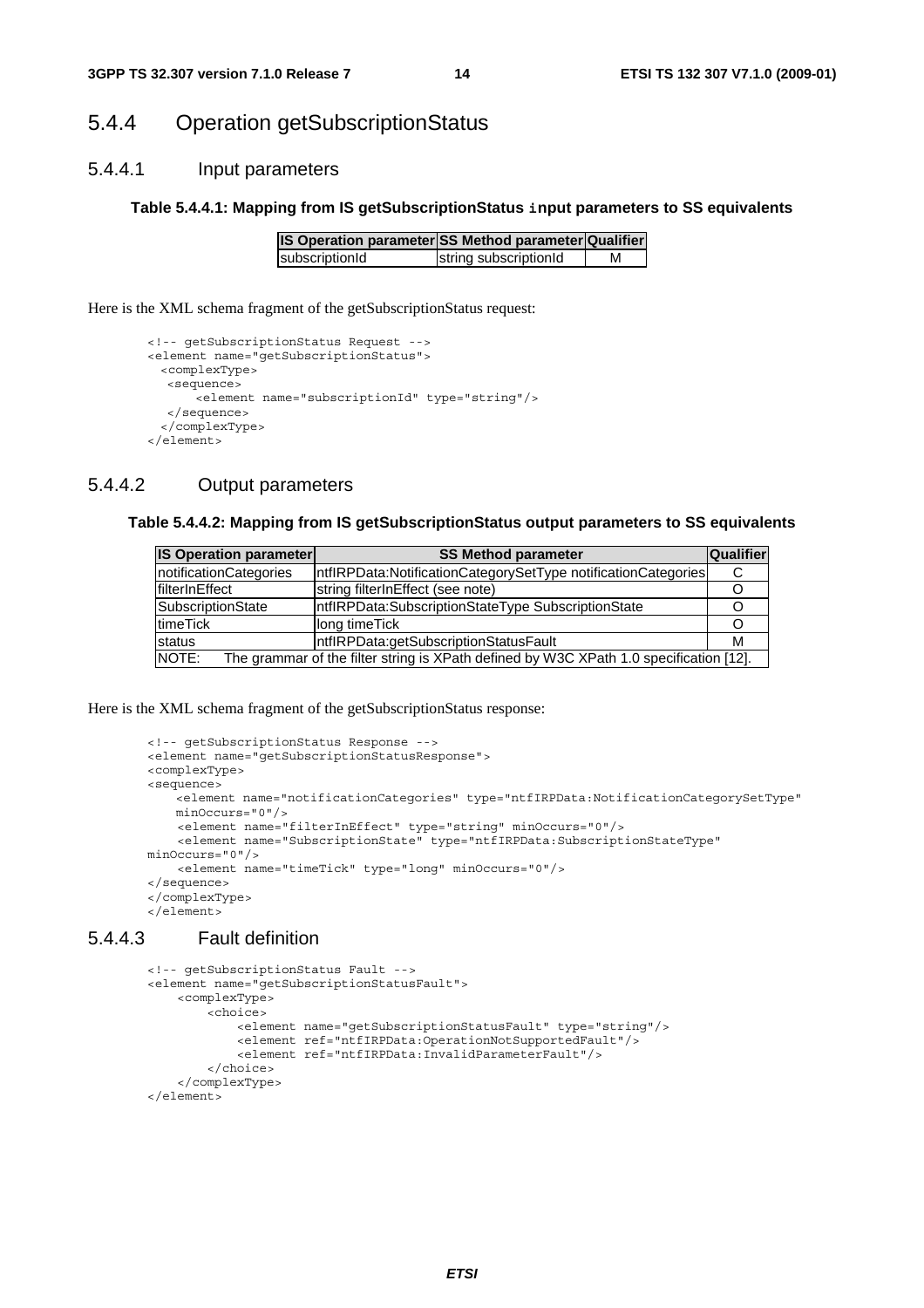### 5.4.4 Operation getSubscriptionStatus

#### 5.4.4.1 Input parameters

**Table 5.4.4.1: Mapping from IS getSubscriptionStatus input parameters to SS equivalents**

| IS Operation parameter | SS Method parameter | Qualifier |
|---|---|---|
| subscriptionId | string subscriptionId | M |

Here is the XML schema fragment of the getSubscriptionStatus request:

```
<!-- getSubscriptionStatus Request -->
<element name="getSubscriptionStatus">
  <complexType>
   <sequence>
       <element name="subscriptionId" type="string"/>
   </sequence>
  </complexType>
</element>
```

#### 5.4.4.2 Output parameters

**Table 5.4.4.2: Mapping from IS getSubscriptionStatus output parameters to SS equivalents**

| IS Operation parameter | SS Method parameter | Qualifier |
|---|---|---|
| notificationCategories | ntfIRPData:NotificationCategorySetType notificationCategories | C |
| filterInEffect | string filterInEffect (see note) | O |
| SubscriptionState | ntfIRPData:SubscriptionStateType SubscriptionState | O |
| timeTick | long timeTick | O |
| status | ntfIRPData:getSubscriptionStatusFault | M |
| NOTE: The grammar of the filter string is XPath defined by W3C XPath 1.0 specification [12]. | | |

Here is the XML schema fragment of the getSubscriptionStatus response:

```
<!-- getSubscriptionStatus Response -->
<element name="getSubscriptionStatusResponse">
<complexType>
<sequence>
    <element name="notificationCategories" type="ntfIRPData:NotificationCategorySetType"
    minOccurs="0"/>
    <element name="filterInEffect" type="string" minOccurs="0"/>
    <element name="SubscriptionState" type="ntfIRPData:SubscriptionStateType"
minOccurs="0"/>
    <element name="timeTick" type="long" minOccurs="0"/>
</sequence>
</complexType>
</element>
```

#### 5.4.4.3 Fault definition

```
<!-- getSubscriptionStatus Fault -->
<element name="getSubscriptionStatusFault">
    <complexType>
        <choice>
            <element name="getSubscriptionStatusFault" type="string"/>
            <element ref="ntfIRPData:OperationNotSupportedFault"/>
            <element ref="ntfIRPData:InvalidParameterFault"/>
        </choice>
    </complexType>
</element>
```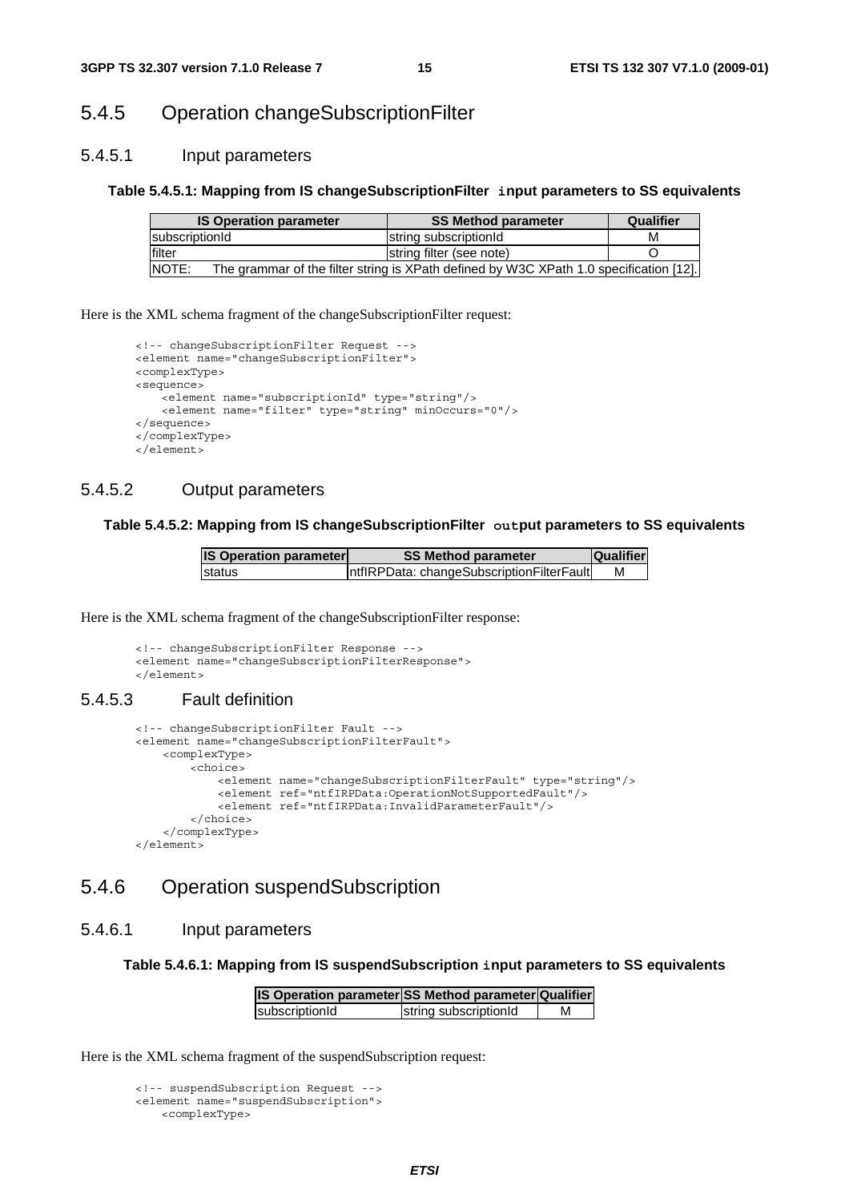### 5.4.5 Operation changeSubscriptionFilter

#### 5.4.5.1 Input parameters

**Table 5.4.5.1: Mapping from IS changeSubscriptionFilter input parameters to SS equivalents**

| IS Operation parameter | SS Method parameter | Qualifier |
|---|---|---|
| subscriptionId | string subscriptionId | M |
| filter | string filter (see note) | O |
| NOTE: The grammar of the filter string is XPath defined by W3C XPath 1.0 specification [12]. | | |

Here is the XML schema fragment of the changeSubscriptionFilter request:

```
<!-- changeSubscriptionFilter Request -->
<element name="changeSubscriptionFilter">
<complexType>
<sequence>
    <element name="subscriptionId" type="string"/>
    <element name="filter" type="string" minOccurs="0"/>
</sequence>
</complexType>
</element>
```

#### 5.4.5.2 Output parameters

**Table 5.4.5.2: Mapping from IS changeSubscriptionFilter output parameters to SS equivalents**

| IS Operation parameter | SS Method parameter | Qualifier |
|---|---|---|
| status | ntfIRPData: changeSubscriptionFilterFault | M |

Here is the XML schema fragment of the changeSubscriptionFilter response:

```
<!-- changeSubscriptionFilter Response -->
<element name="changeSubscriptionFilterResponse">
</element>
```

#### 5.4.5.3 Fault definition

```
<!-- changeSubscriptionFilter Fault -->
<element name="changeSubscriptionFilterFault">
    <complexType>
        <choice>
            <element name="changeSubscriptionFilterFault" type="string"/>
            <element ref="ntfIRPData:OperationNotSupportedFault"/>
            <element ref="ntfIRPData:InvalidParameterFault"/>
        </choice>
    </complexType>
</element>
```

### 5.4.6 Operation suspendSubscription

#### 5.4.6.1 Input parameters

**Table 5.4.6.1: Mapping from IS suspendSubscription input parameters to SS equivalents**

| IS Operation parameter | SS Method parameter | Qualifier |
|---|---|---|
| subscriptionId | string subscriptionId | M |

Here is the XML schema fragment of the suspendSubscription request:

```
<!-- suspendSubscription Request -->
<element name="suspendSubscription">
    <complexType>
```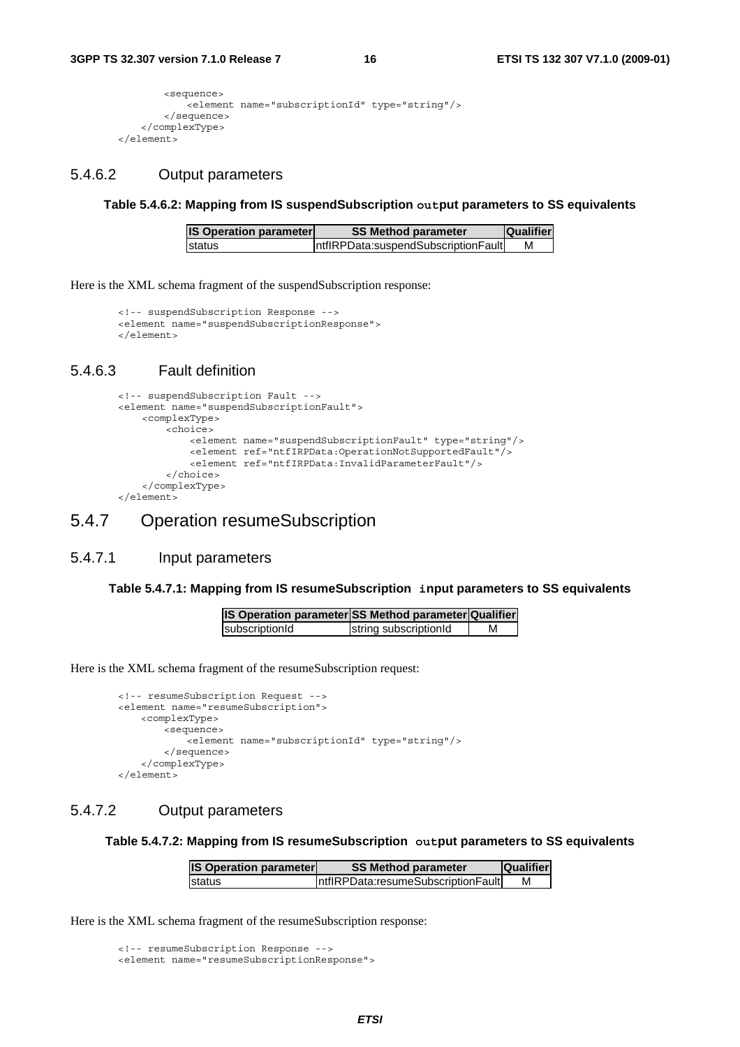```
        <sequence>
            <element name="subscriptionId" type="string"/>
        </sequence>
    </complexType>
</element>
```

### 5.4.6.2 Output parameters

**Table 5.4.6.2: Mapping from IS suspendSubscription output parameters to SS equivalents**

| IS Operation parameter | SS Method parameter | Qualifier |
|---|---|---|
| status | ntfIRPData:suspendSubscriptionFault | M |

Here is the XML schema fragment of the suspendSubscription response:

```
<!-- suspendSubscription Response -->
<element name="suspendSubscriptionResponse">
</element>
```

### 5.4.6.3 Fault definition

```
<!-- suspendSubscription Fault -->
<element name="suspendSubscriptionFault">
    <complexType>
        <choice>
            <element name="suspendSubscriptionFault" type="string"/>
            <element ref="ntfIRPData:OperationNotSupportedFault"/>
            <element ref="ntfIRPData:InvalidParameterFault"/>
        </choice>
    </complexType>
</element>
```

## 5.4.7 Operation resumeSubscription

### 5.4.7.1 Input parameters

**Table 5.4.7.1: Mapping from IS resumeSubscription input parameters to SS equivalents**

| IS Operation parameter | SS Method parameter | Qualifier |
|---|---|---|
| subscriptionId | string subscriptionId | M |

Here is the XML schema fragment of the resumeSubscription request:

```
<!-- resumeSubscription Request -->
<element name="resumeSubscription">
    <complexType>
        <sequence>
            <element name="subscriptionId" type="string"/>
        </sequence>
    </complexType>
</element>
```

### 5.4.7.2 Output parameters

**Table 5.4.7.2: Mapping from IS resumeSubscription output parameters to SS equivalents**

| IS Operation parameter | SS Method parameter | Qualifier |
|---|---|---|
| status | ntfIRPData:resumeSubscriptionFault | M |

Here is the XML schema fragment of the resumeSubscription response:

```
<!-- resumeSubscription Response -->
<element name="resumeSubscriptionResponse">
```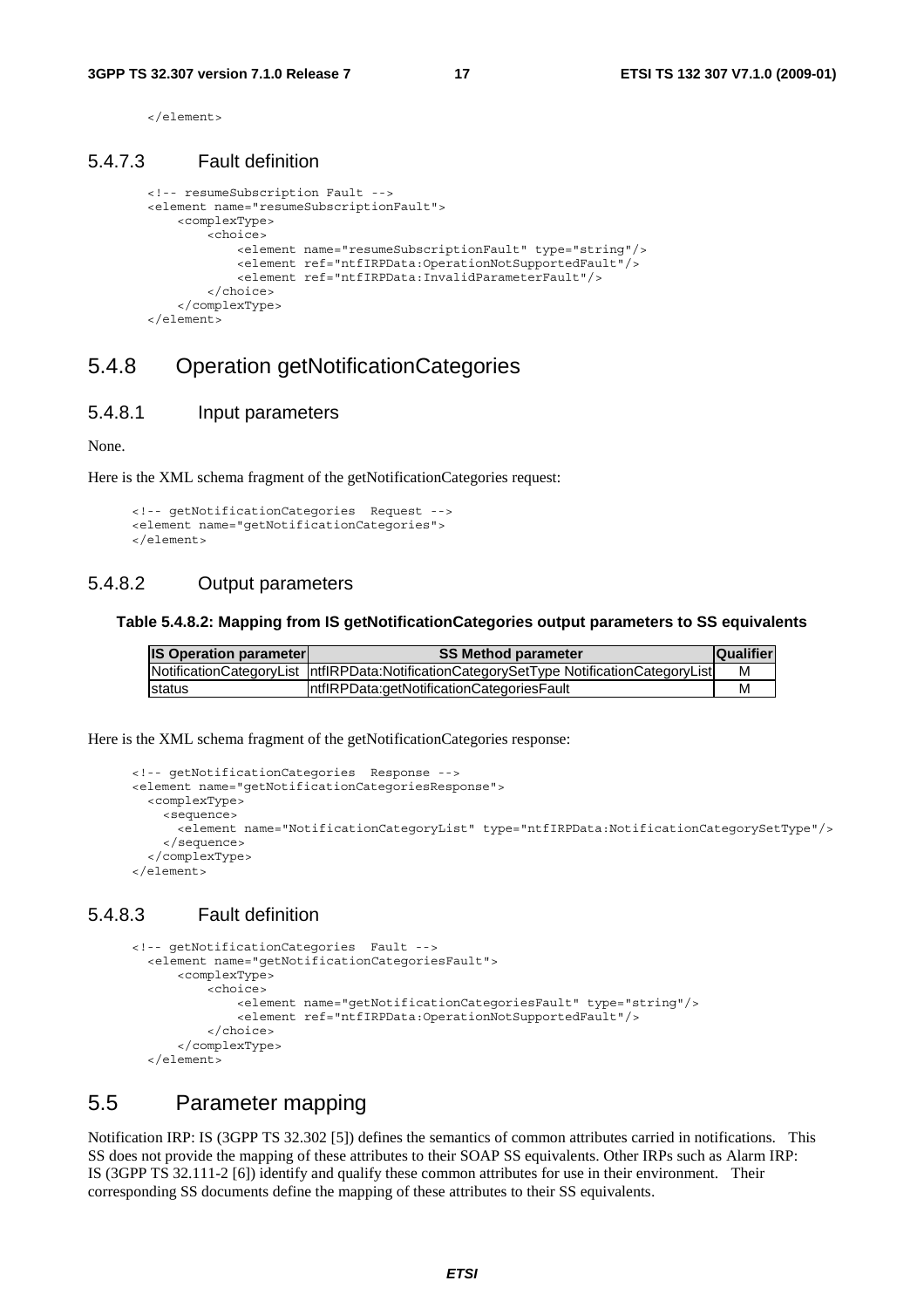```
        </element>
```

### 5.4.7.3 Fault definition

```
        <!-- resumeSubscription Fault -->
        <element name="resumeSubscriptionFault">
            <complexType>
                <choice>
                    <element name="resumeSubscriptionFault" type="string"/>
                    <element ref="ntfIRPData:OperationNotSupportedFault"/>
                    <element ref="ntfIRPData:InvalidParameterFault"/>
                </choice>
            </complexType>
        </element>
```

## 5.4.8 Operation getNotificationCategories

### 5.4.8.1 Input parameters

None.

Here is the XML schema fragment of the getNotificationCategories request:

```
      <!-- getNotificationCategories  Request -->
      <element name="getNotificationCategories">
      </element>
```

### 5.4.8.2 Output parameters

**Table 5.4.8.2: Mapping from IS getNotificationCategories output parameters to SS equivalents**

| IS Operation parameter | SS Method parameter | Qualifier |
|---|---|---|
| NotificationCategoryList | ntfIRPData:NotificationCategorySetType NotificationCategoryList | M |
| status | ntfIRPData:getNotificationCategoriesFault | M |

Here is the XML schema fragment of the getNotificationCategories response:

```
      <!-- getNotificationCategories  Response -->
      <element name="getNotificationCategoriesResponse">
        <complexType>
          <sequence>
            <element name="NotificationCategoryList" type="ntfIRPData:NotificationCategorySetType"/>
          </sequence>
        </complexType>
      </element>
```

### 5.4.8.3 Fault definition

```
      <!-- getNotificationCategories  Fault -->
        <element name="getNotificationCategoriesFault">
            <complexType>
                <choice>
                    <element name="getNotificationCategoriesFault" type="string"/>
                    <element ref="ntfIRPData:OperationNotSupportedFault"/>
                </choice>
            </complexType>
        </element>
```

## 5.5 Parameter mapping

Notification IRP: IS (3GPP TS 32.302 [5]) defines the semantics of common attributes carried in notifications. This SS does not provide the mapping of these attributes to their SOAP SS equivalents. Other IRPs such as Alarm IRP: IS (3GPP TS 32.111-2 [6]) identify and qualify these common attributes for use in their environment. Their corresponding SS documents define the mapping of these attributes to their SS equivalents.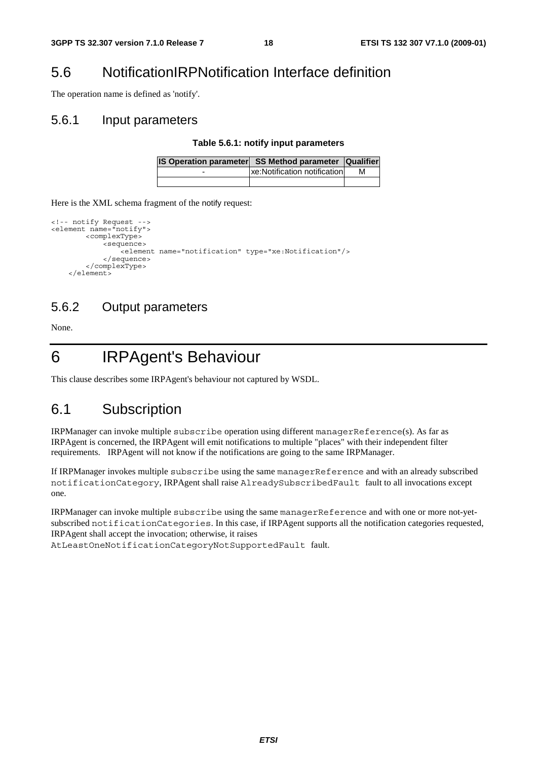## 5.6 NotificationIRPNotification Interface definition

The operation name is defined as 'notify'.

### 5.6.1 Input parameters

**Table 5.6.1: notify input parameters**

| IS Operation parameter | SS Method parameter | Qualifier |
|---|---|---|
| - | xe:Notification notification | M |
| | | |

Here is the XML schema fragment of the notify request:

```
<!-- notify Request -->
<element name="notify">
        <complexType>
            <sequence>
                <element name="notification" type="xe:Notification"/>
            </sequence>
        </complexType>
    </element>
```

### 5.6.2 Output parameters

None.

# 6 IRPAgent's Behaviour

This clause describes some IRPAgent's behaviour not captured by WSDL.

## 6.1 Subscription

IRPManager can invoke multiple `subscribe` operation using different `managerReference`(s). As far as IRPAgent is concerned, the IRPAgent will emit notifications to multiple "places" with their independent filter requirements. IRPAgent will not know if the notifications are going to the same IRPManager.

If IRPManager invokes multiple `subscribe` using the same `managerReference` and with an already subscribed `notificationCategory`, IRPAgent shall raise `AlreadySubscribedFault` fault to all invocations except one.

IRPManager can invoke multiple `subscribe` using the same `managerReference` and with one or more not-yet-subscribed `notificationCategories`. In this case, if IRPAgent supports all the notification categories requested, IRPAgent shall accept the invocation; otherwise, it raises `AtLeastOneNotificationCategoryNotSupportedFault` fault.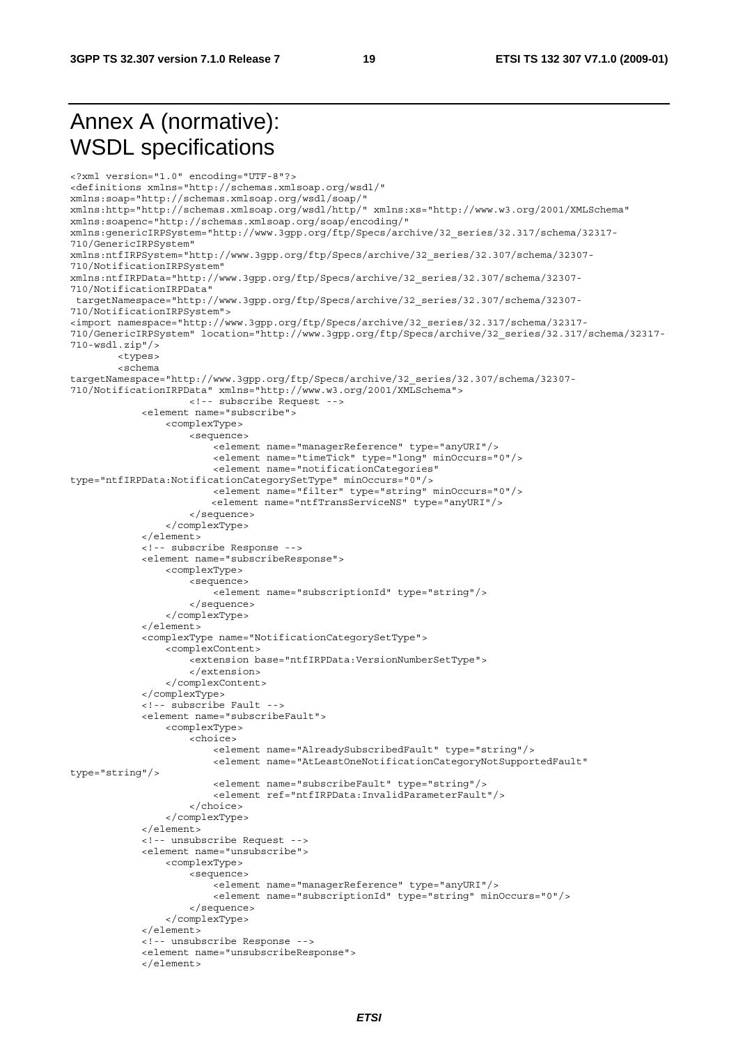# Annex A (normative): WSDL specifications

```
<?xml version="1.0" encoding="UTF-8"?>
<definitions xmlns="http://schemas.xmlsoap.org/wsdl/"
xmlns:soap="http://schemas.xmlsoap.org/wsdl/soap/"
xmlns:http="http://schemas.xmlsoap.org/wsdl/http/" xmlns:xs="http://www.w3.org/2001/XMLSchema"
xmlns:soapenc="http://schemas.xmlsoap.org/soap/encoding/"
xmlns:genericIRPSystem="http://www.3gpp.org/ftp/Specs/archive/32_series/32.317/schema/32317-
710/GenericIRPSystem"
xmlns:ntfIRPSystem="http://www.3gpp.org/ftp/Specs/archive/32_series/32.307/schema/32307-
710/NotificationIRPSystem"
xmlns:ntfIRPData="http://www.3gpp.org/ftp/Specs/archive/32_series/32.307/schema/32307-
710/NotificationIRPData"
 targetNamespace="http://www.3gpp.org/ftp/Specs/archive/32_series/32.307/schema/32307-
710/NotificationIRPSystem">
<import namespace="http://www.3gpp.org/ftp/Specs/archive/32_series/32.317/schema/32317-
710/GenericIRPSystem" location="http://www.3gpp.org/ftp/Specs/archive/32_series/32.317/schema/32317-
710-wsdl.zip"/>
        <types>
        <schema
targetNamespace="http://www.3gpp.org/ftp/Specs/archive/32_series/32.307/schema/32307-
710/NotificationIRPData" xmlns="http://www.w3.org/2001/XMLSchema">
                    <!-- subscribe Request -->
            <element name="subscribe">
                <complexType>
                    <sequence>
                        <element name="managerReference" type="anyURI"/>
                        <element name="timeTick" type="long" minOccurs="0"/>
                        <element name="notificationCategories"
type="ntfIRPData:NotificationCategorySetType" minOccurs="0"/>
                        <element name="filter" type="string" minOccurs="0"/>
                        <element name="ntfTransServiceNS" type="anyURI"/>
                    </sequence>
                </complexType>
            </element>
            <!-- subscribe Response -->
            <element name="subscribeResponse">
                <complexType>
                    <sequence>
                        <element name="subscriptionId" type="string"/>
                    </sequence>
                </complexType>
            </element>
            <complexType name="NotificationCategorySetType">
                <complexContent>
                    <extension base="ntfIRPData:VersionNumberSetType">
                    </extension>
                </complexContent>
            </complexType>
            <!-- subscribe Fault -->
            <element name="subscribeFault">
                <complexType>
                    <choice>
                        <element name="AlreadySubscribedFault" type="string"/>
                        <element name="AtLeastOneNotificationCategoryNotSupportedFault"
type="string"/>
                        <element name="subscribeFault" type="string"/>
                        <element ref="ntfIRPData:InvalidParameterFault"/>
                    </choice>
                </complexType>
            </element>
            <!-- unsubscribe Request -->
            <element name="unsubscribe">
                <complexType>
                    <sequence>
                        <element name="managerReference" type="anyURI"/>
                        <element name="subscriptionId" type="string" minOccurs="0"/>
                    </sequence>
                </complexType>
            </element>
            <!-- unsubscribe Response -->
            <element name="unsubscribeResponse">
            </element>
```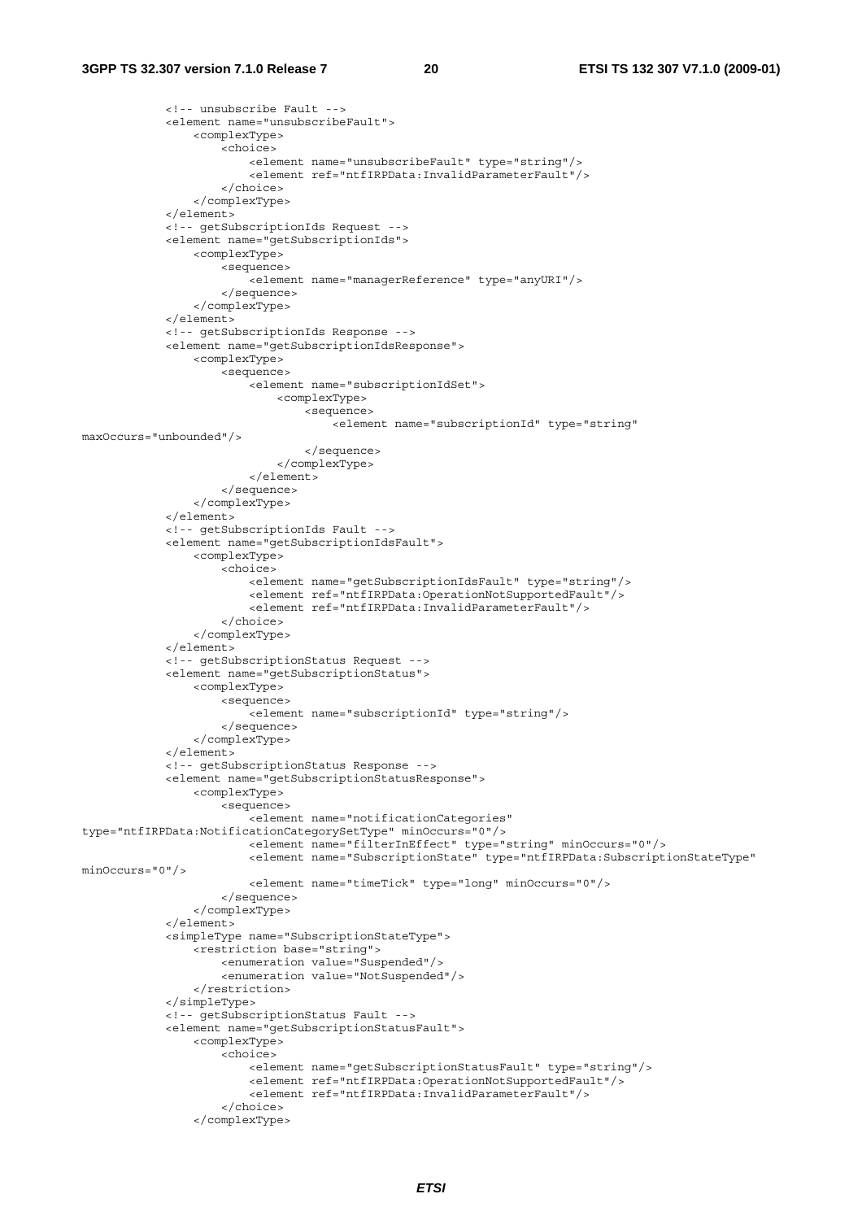```
            <!-- unsubscribe Fault -->
            <element name="unsubscribeFault">
                <complexType>
                    <choice>
                        <element name="unsubscribeFault" type="string"/>
                        <element ref="ntfIRPData:InvalidParameterFault"/>
                    </choice>
                </complexType>
            </element>
            <!-- getSubscriptionIds Request -->
            <element name="getSubscriptionIds">
                <complexType>
                    <sequence>
                        <element name="managerReference" type="anyURI"/>
                    </sequence>
                </complexType>
            </element>
            <!-- getSubscriptionIds Response -->
            <element name="getSubscriptionIdsResponse">
                <complexType>
                    <sequence>
                        <element name="subscriptionIdSet">
                            <complexType>
                                <sequence>
                                    <element name="subscriptionId" type="string"
maxOccurs="unbounded"/>
                                </sequence>
                            </complexType>
                        </element>
                    </sequence>
                </complexType>
            </element>
            <!-- getSubscriptionIds Fault -->
            <element name="getSubscriptionIdsFault">
                <complexType>
                    <choice>
                        <element name="getSubscriptionIdsFault" type="string"/>
                        <element ref="ntfIRPData:OperationNotSupportedFault"/>
                        <element ref="ntfIRPData:InvalidParameterFault"/>
                    </choice>
                </complexType>
            </element>
            <!-- getSubscriptionStatus Request -->
            <element name="getSubscriptionStatus">
                <complexType>
                    <sequence>
                        <element name="subscriptionId" type="string"/>
                    </sequence>
                </complexType>
            </element>
            <!-- getSubscriptionStatus Response -->
            <element name="getSubscriptionStatusResponse">
                <complexType>
                    <sequence>
                        <element name="notificationCategories"
type="ntfIRPData:NotificationCategorySetType" minOccurs="0"/>
                        <element name="filterInEffect" type="string" minOccurs="0"/>
                        <element name="SubscriptionState" type="ntfIRPData:SubscriptionStateType"
minOccurs="0"/>
                        <element name="timeTick" type="long" minOccurs="0"/>
                    </sequence>
                </complexType>
            </element>
            <simpleType name="SubscriptionStateType">
                <restriction base="string">
                    <enumeration value="Suspended"/>
                    <enumeration value="NotSuspended"/>
                </restriction>
            </simpleType>
            <!-- getSubscriptionStatus Fault -->
            <element name="getSubscriptionStatusFault">
                <complexType>
                    <choice>
                        <element name="getSubscriptionStatusFault" type="string"/>
                        <element ref="ntfIRPData:OperationNotSupportedFault"/>
                        <element ref="ntfIRPData:InvalidParameterFault"/>
                    </choice>
                </complexType>
```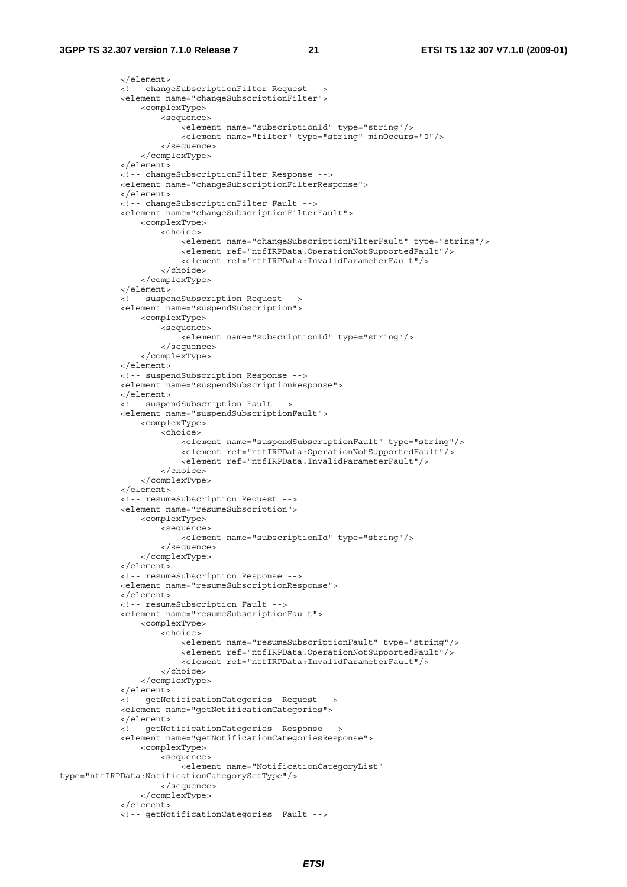```
            </element>
            <!-- changeSubscriptionFilter Request -->
            <element name="changeSubscriptionFilter">
                <complexType>
                    <sequence>
                        <element name="subscriptionId" type="string"/>
                        <element name="filter" type="string" minOccurs="0"/>
                    </sequence>
                </complexType>
            </element>
            <!-- changeSubscriptionFilter Response -->
            <element name="changeSubscriptionFilterResponse">
            </element>
            <!-- changeSubscriptionFilter Fault -->
            <element name="changeSubscriptionFilterFault">
                <complexType>
                    <choice>
                        <element name="changeSubscriptionFilterFault" type="string"/>
                        <element ref="ntfIRPData:OperationNotSupportedFault"/>
                        <element ref="ntfIRPData:InvalidParameterFault"/>
                    </choice>
                </complexType>
            </element>
            <!-- suspendSubscription Request -->
            <element name="suspendSubscription">
                <complexType>
                    <sequence>
                        <element name="subscriptionId" type="string"/>
                    </sequence>
                </complexType>
            </element>
            <!-- suspendSubscription Response -->
            <element name="suspendSubscriptionResponse">
            </element>
            <!-- suspendSubscription Fault -->
            <element name="suspendSubscriptionFault">
                <complexType>
                    <choice>
                        <element name="suspendSubscriptionFault" type="string"/>
                        <element ref="ntfIRPData:OperationNotSupportedFault"/>
                        <element ref="ntfIRPData:InvalidParameterFault"/>
                    </choice>
                </complexType>
            </element>
            <!-- resumeSubscription Request -->
            <element name="resumeSubscription">
                <complexType>
                    <sequence>
                        <element name="subscriptionId" type="string"/>
                    </sequence>
                </complexType>
            </element>
            <!-- resumeSubscription Response -->
            <element name="resumeSubscriptionResponse">
            </element>
            <!-- resumeSubscription Fault -->
            <element name="resumeSubscriptionFault">
                <complexType>
                    <choice>
                        <element name="resumeSubscriptionFault" type="string"/>
                        <element ref="ntfIRPData:OperationNotSupportedFault"/>
                        <element ref="ntfIRPData:InvalidParameterFault"/>
                    </choice>
                </complexType>
            </element>
            <!-- getNotificationCategories  Request -->
            <element name="getNotificationCategories">
            </element>
            <!-- getNotificationCategories  Response -->
            <element name="getNotificationCategoriesResponse">
                <complexType>
                    <sequence>
                        <element name="NotificationCategoryList"
type="ntfIRPData:NotificationCategorySetType"/>
                    </sequence>
                </complexType>
            </element>
            <!-- getNotificationCategories  Fault -->
```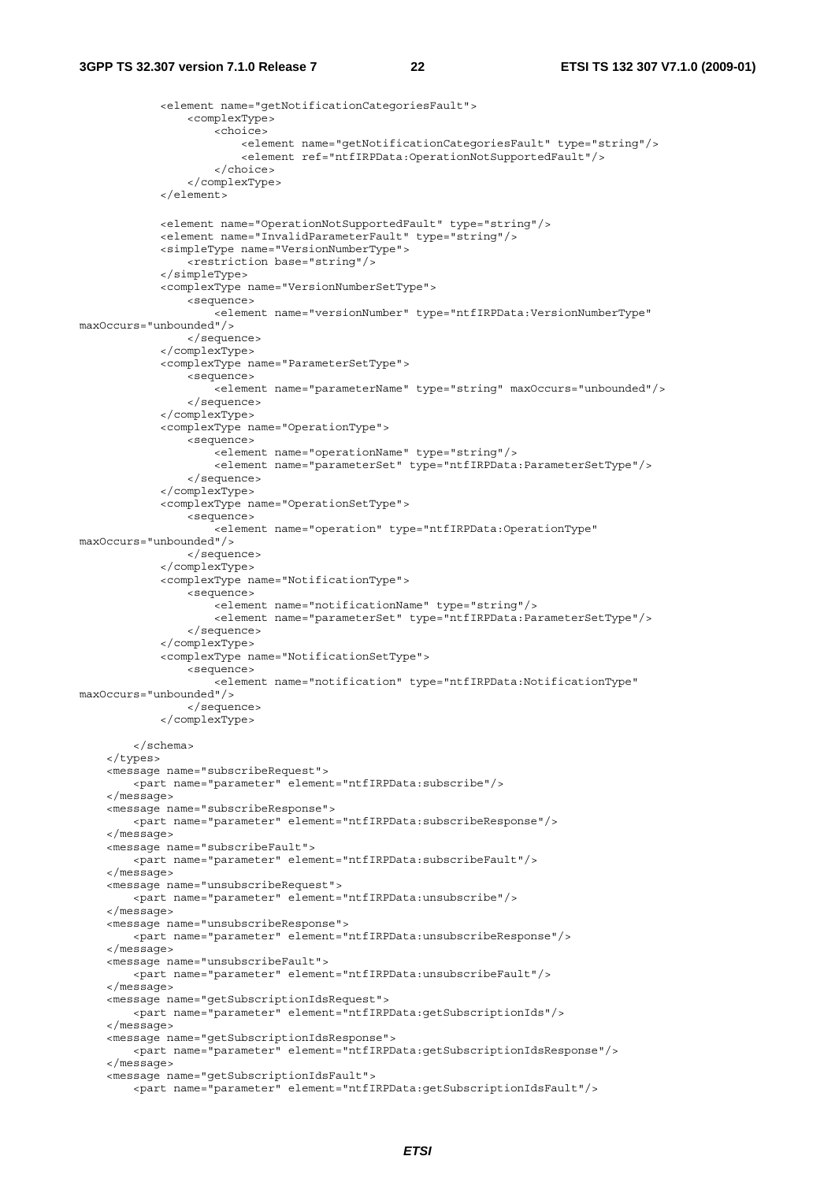```
            <element name="getNotificationCategoriesFault">
                <complexType>
                    <choice>
                        <element name="getNotificationCategoriesFault" type="string"/>
                        <element ref="ntfIRPData:OperationNotSupportedFault"/>
                    </choice>
                </complexType>
            </element>

            <element name="OperationNotSupportedFault" type="string"/>
            <element name="InvalidParameterFault" type="string"/>
            <simpleType name="VersionNumberType">
                <restriction base="string"/>
            </simpleType>
            <complexType name="VersionNumberSetType">
                <sequence>
                    <element name="versionNumber" type="ntfIRPData:VersionNumberType"
maxOccurs="unbounded"/>
                </sequence>
            </complexType>
            <complexType name="ParameterSetType">
                <sequence>
                    <element name="parameterName" type="string" maxOccurs="unbounded"/>
                </sequence>
            </complexType>
            <complexType name="OperationType">
                <sequence>
                    <element name="operationName" type="string"/>
                    <element name="parameterSet" type="ntfIRPData:ParameterSetType"/>
                </sequence>
            </complexType>
            <complexType name="OperationSetType">
                <sequence>
                    <element name="operation" type="ntfIRPData:OperationType"
maxOccurs="unbounded"/>
                </sequence>
            </complexType>
            <complexType name="NotificationType">
                <sequence>
                    <element name="notificationName" type="string"/>
                    <element name="parameterSet" type="ntfIRPData:ParameterSetType"/>
                </sequence>
            </complexType>
            <complexType name="NotificationSetType">
                <sequence>
                    <element name="notification" type="ntfIRPData:NotificationType"
maxOccurs="unbounded"/>
                </sequence>
            </complexType>

        </schema>
    </types>
    <message name="subscribeRequest">
        <part name="parameter" element="ntfIRPData:subscribe"/>
    </message>
    <message name="subscribeResponse">
        <part name="parameter" element="ntfIRPData:subscribeResponse"/>
    </message>
    <message name="subscribeFault">
        <part name="parameter" element="ntfIRPData:subscribeFault"/>
    </message>
    <message name="unsubscribeRequest">
        <part name="parameter" element="ntfIRPData:unsubscribe"/>
    </message>
    <message name="unsubscribeResponse">
        <part name="parameter" element="ntfIRPData:unsubscribeResponse"/>
    </message>
    <message name="unsubscribeFault">
        <part name="parameter" element="ntfIRPData:unsubscribeFault"/>
    </message>
    <message name="getSubscriptionIdsRequest">
        <part name="parameter" element="ntfIRPData:getSubscriptionIds"/>
    </message>
    <message name="getSubscriptionIdsResponse">
        <part name="parameter" element="ntfIRPData:getSubscriptionIdsResponse"/>
    </message>
    <message name="getSubscriptionIdsFault">
        <part name="parameter" element="ntfIRPData:getSubscriptionIdsFault"/>
```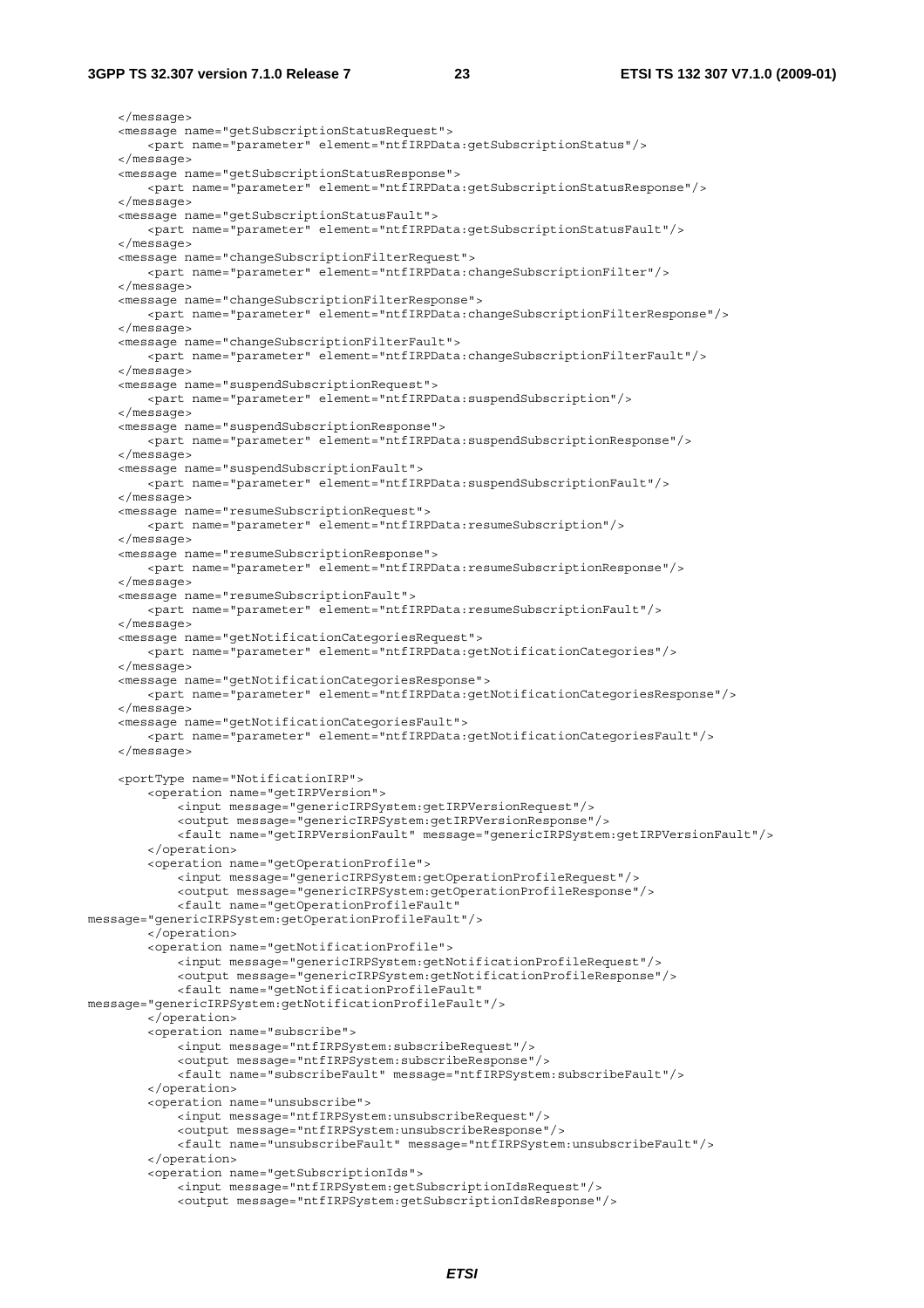```
    </message>
    <message name="getSubscriptionStatusRequest">
        <part name="parameter" element="ntfIRPData:getSubscriptionStatus"/>
    </message>
    <message name="getSubscriptionStatusResponse">
        <part name="parameter" element="ntfIRPData:getSubscriptionStatusResponse"/>
    </message>
    <message name="getSubscriptionStatusFault">
        <part name="parameter" element="ntfIRPData:getSubscriptionStatusFault"/>
    </message>
    <message name="changeSubscriptionFilterRequest">
        <part name="parameter" element="ntfIRPData:changeSubscriptionFilter"/>
    </message>
    <message name="changeSubscriptionFilterResponse">
        <part name="parameter" element="ntfIRPData:changeSubscriptionFilterResponse"/>
    </message>
    <message name="changeSubscriptionFilterFault">
        <part name="parameter" element="ntfIRPData:changeSubscriptionFilterFault"/>
    </message>
    <message name="suspendSubscriptionRequest">
        <part name="parameter" element="ntfIRPData:suspendSubscription"/>
    </message>
    <message name="suspendSubscriptionResponse">
        <part name="parameter" element="ntfIRPData:suspendSubscriptionResponse"/>
    </message>
    <message name="suspendSubscriptionFault">
        <part name="parameter" element="ntfIRPData:suspendSubscriptionFault"/>
    </message>
    <message name="resumeSubscriptionRequest">
        <part name="parameter" element="ntfIRPData:resumeSubscription"/>
    </message>
    <message name="resumeSubscriptionResponse">
        <part name="parameter" element="ntfIRPData:resumeSubscriptionResponse"/>
    </message>
    <message name="resumeSubscriptionFault">
        <part name="parameter" element="ntfIRPData:resumeSubscriptionFault"/>
    </message>
    <message name="getNotificationCategoriesRequest">
        <part name="parameter" element="ntfIRPData:getNotificationCategories"/>
    </message>
    <message name="getNotificationCategoriesResponse">
        <part name="parameter" element="ntfIRPData:getNotificationCategoriesResponse"/>
    </message>
    <message name="getNotificationCategoriesFault">
        <part name="parameter" element="ntfIRPData:getNotificationCategoriesFault"/>
    </message>

    <portType name="NotificationIRP">
        <operation name="getIRPVersion">
            <input message="genericIRPSystem:getIRPVersionRequest"/>
            <output message="genericIRPSystem:getIRPVersionResponse"/>
            <fault name="getIRPVersionFault" message="genericIRPSystem:getIRPVersionFault"/>
        </operation>
        <operation name="getOperationProfile">
            <input message="genericIRPSystem:getOperationProfileRequest"/>
            <output message="genericIRPSystem:getOperationProfileResponse"/>
            <fault name="getOperationProfileFault"
message="genericIRPSystem:getOperationProfileFault"/>
        </operation>
        <operation name="getNotificationProfile">
            <input message="genericIRPSystem:getNotificationProfileRequest"/>
            <output message="genericIRPSystem:getNotificationProfileResponse"/>
            <fault name="getNotificationProfileFault"
message="genericIRPSystem:getNotificationProfileFault"/>
        </operation>
        <operation name="subscribe">
            <input message="ntfIRPSystem:subscribeRequest"/>
            <output message="ntfIRPSystem:subscribeResponse"/>
            <fault name="subscribeFault" message="ntfIRPSystem:subscribeFault"/>
        </operation>
        <operation name="unsubscribe">
            <input message="ntfIRPSystem:unsubscribeRequest"/>
            <output message="ntfIRPSystem:unsubscribeResponse"/>
            <fault name="unsubscribeFault" message="ntfIRPSystem:unsubscribeFault"/>
        </operation>
        <operation name="getSubscriptionIds">
            <input message="ntfIRPSystem:getSubscriptionIdsRequest"/>
            <output message="ntfIRPSystem:getSubscriptionIdsResponse"/>
```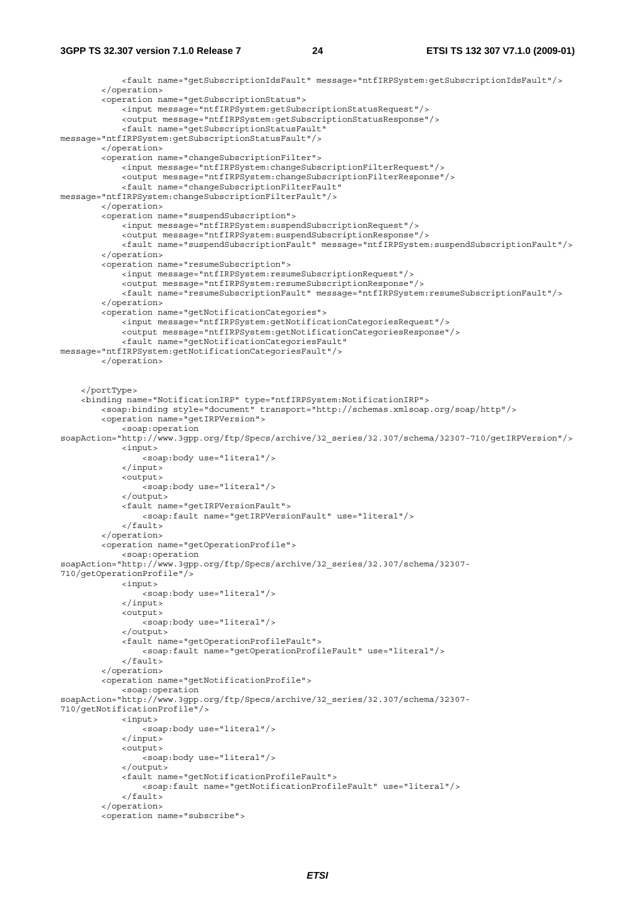```
            <fault name="getSubscriptionIdsFault" message="ntfIRPSystem:getSubscriptionIdsFault"/>
        </operation>
        <operation name="getSubscriptionStatus">
            <input message="ntfIRPSystem:getSubscriptionStatusRequest"/>
            <output message="ntfIRPSystem:getSubscriptionStatusResponse"/>
            <fault name="getSubscriptionStatusFault"
message="ntfIRPSystem:getSubscriptionStatusFault"/>
        </operation>
        <operation name="changeSubscriptionFilter">
            <input message="ntfIRPSystem:changeSubscriptionFilterRequest"/>
            <output message="ntfIRPSystem:changeSubscriptionFilterResponse"/>
            <fault name="changeSubscriptionFilterFault"
message="ntfIRPSystem:changeSubscriptionFilterFault"/>
        </operation>
        <operation name="suspendSubscription">
            <input message="ntfIRPSystem:suspendSubscriptionRequest"/>
            <output message="ntfIRPSystem:suspendSubscriptionResponse"/>
            <fault name="suspendSubscriptionFault" message="ntfIRPSystem:suspendSubscriptionFault"/>
        </operation>
        <operation name="resumeSubscription">
            <input message="ntfIRPSystem:resumeSubscriptionRequest"/>
            <output message="ntfIRPSystem:resumeSubscriptionResponse"/>
            <fault name="resumeSubscriptionFault" message="ntfIRPSystem:resumeSubscriptionFault"/>
        </operation>
        <operation name="getNotificationCategories">
            <input message="ntfIRPSystem:getNotificationCategoriesRequest"/>
            <output message="ntfIRPSystem:getNotificationCategoriesResponse"/>
            <fault name="getNotificationCategoriesFault"
message="ntfIRPSystem:getNotificationCategoriesFault"/>
        </operation>


    </portType>
    <binding name="NotificationIRP" type="ntfIRPSystem:NotificationIRP">
        <soap:binding style="document" transport="http://schemas.xmlsoap.org/soap/http"/>
        <operation name="getIRPVersion">
            <soap:operation
soapAction="http://www.3gpp.org/ftp/Specs/archive/32_series/32.307/schema/32307-710/getIRPVersion"/>
            <input>
                <soap:body use="literal"/>
            </input>
            <output>
                <soap:body use="literal"/>
            </output>
            <fault name="getIRPVersionFault">
                <soap:fault name="getIRPVersionFault" use="literal"/>
            </fault>
        </operation>
        <operation name="getOperationProfile">
            <soap:operation
soapAction="http://www.3gpp.org/ftp/Specs/archive/32_series/32.307/schema/32307-
710/getOperationProfile"/>
            <input>
                <soap:body use="literal"/>
            </input>
            <output>
                <soap:body use="literal"/>
            </output>
            <fault name="getOperationProfileFault">
                <soap:fault name="getOperationProfileFault" use="literal"/>
            </fault>
        </operation>
        <operation name="getNotificationProfile">
            <soap:operation
soapAction="http://www.3gpp.org/ftp/Specs/archive/32_series/32.307/schema/32307-
710/getNotificationProfile"/>
            <input>
                <soap:body use="literal"/>
            </input>
            <output>
                <soap:body use="literal"/>
            </output>
            <fault name="getNotificationProfileFault">
                <soap:fault name="getNotificationProfileFault" use="literal"/>
            </fault>
        </operation>
        <operation name="subscribe">
```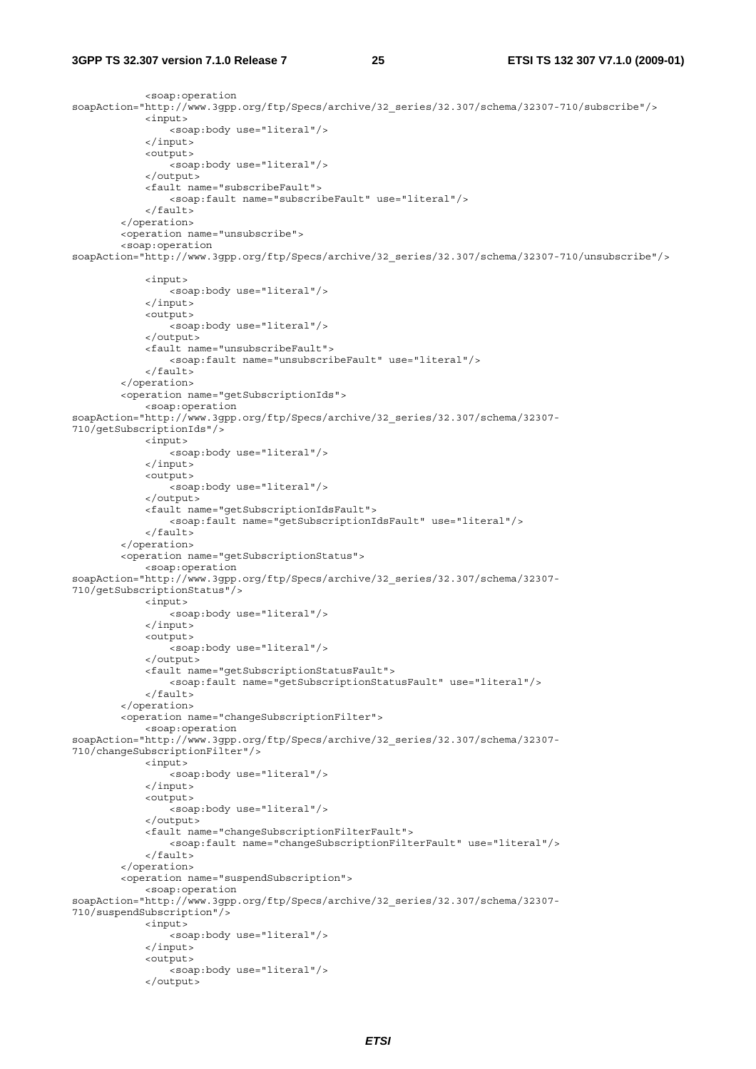```
            <soap:operation 
soapAction="http://www.3gpp.org/ftp/Specs/archive/32_series/32.307/schema/32307-710/subscribe"/>
            <input>
                <soap:body use="literal"/>
            </input>
            <output>
                <soap:body use="literal"/>
            </output>
            <fault name="subscribeFault">
                <soap:fault name="subscribeFault" use="literal"/>
            </fault>
        </operation>
        <operation name="unsubscribe">
        <soap:operation 
soapAction="http://www.3gpp.org/ftp/Specs/archive/32_series/32.307/schema/32307-710/unsubscribe"/>

            <input>
                <soap:body use="literal"/>
            </input>
            <output>
                <soap:body use="literal"/>
            </output>
            <fault name="unsubscribeFault">
                <soap:fault name="unsubscribeFault" use="literal"/>
            </fault>
        </operation>
        <operation name="getSubscriptionIds">
            <soap:operation 
soapAction="http://www.3gpp.org/ftp/Specs/archive/32_series/32.307/schema/32307-
710/getSubscriptionIds"/>
            <input>
                <soap:body use="literal"/>
            </input>
            <output>
                <soap:body use="literal"/>
            </output>
            <fault name="getSubscriptionIdsFault">
                <soap:fault name="getSubscriptionIdsFault" use="literal"/>
            </fault>
        </operation>
        <operation name="getSubscriptionStatus">
            <soap:operation 
soapAction="http://www.3gpp.org/ftp/Specs/archive/32_series/32.307/schema/32307-
710/getSubscriptionStatus"/>
            <input>
                <soap:body use="literal"/>
            </input>
            <output>
                <soap:body use="literal"/>
            </output>
            <fault name="getSubscriptionStatusFault">
                <soap:fault name="getSubscriptionStatusFault" use="literal"/>
            </fault>
        </operation>
        <operation name="changeSubscriptionFilter">
            <soap:operation 
soapAction="http://www.3gpp.org/ftp/Specs/archive/32_series/32.307/schema/32307-
710/changeSubscriptionFilter"/>
            <input>
                <soap:body use="literal"/>
            </input>
            <output>
                <soap:body use="literal"/>
            </output>
            <fault name="changeSubscriptionFilterFault">
                <soap:fault name="changeSubscriptionFilterFault" use="literal"/>
            </fault>
        </operation>
        <operation name="suspendSubscription">
            <soap:operation 
soapAction="http://www.3gpp.org/ftp/Specs/archive/32_series/32.307/schema/32307-
710/suspendSubscription"/>
            <input>
                <soap:body use="literal"/>
            </input>
            <output>
                <soap:body use="literal"/>
            </output>
```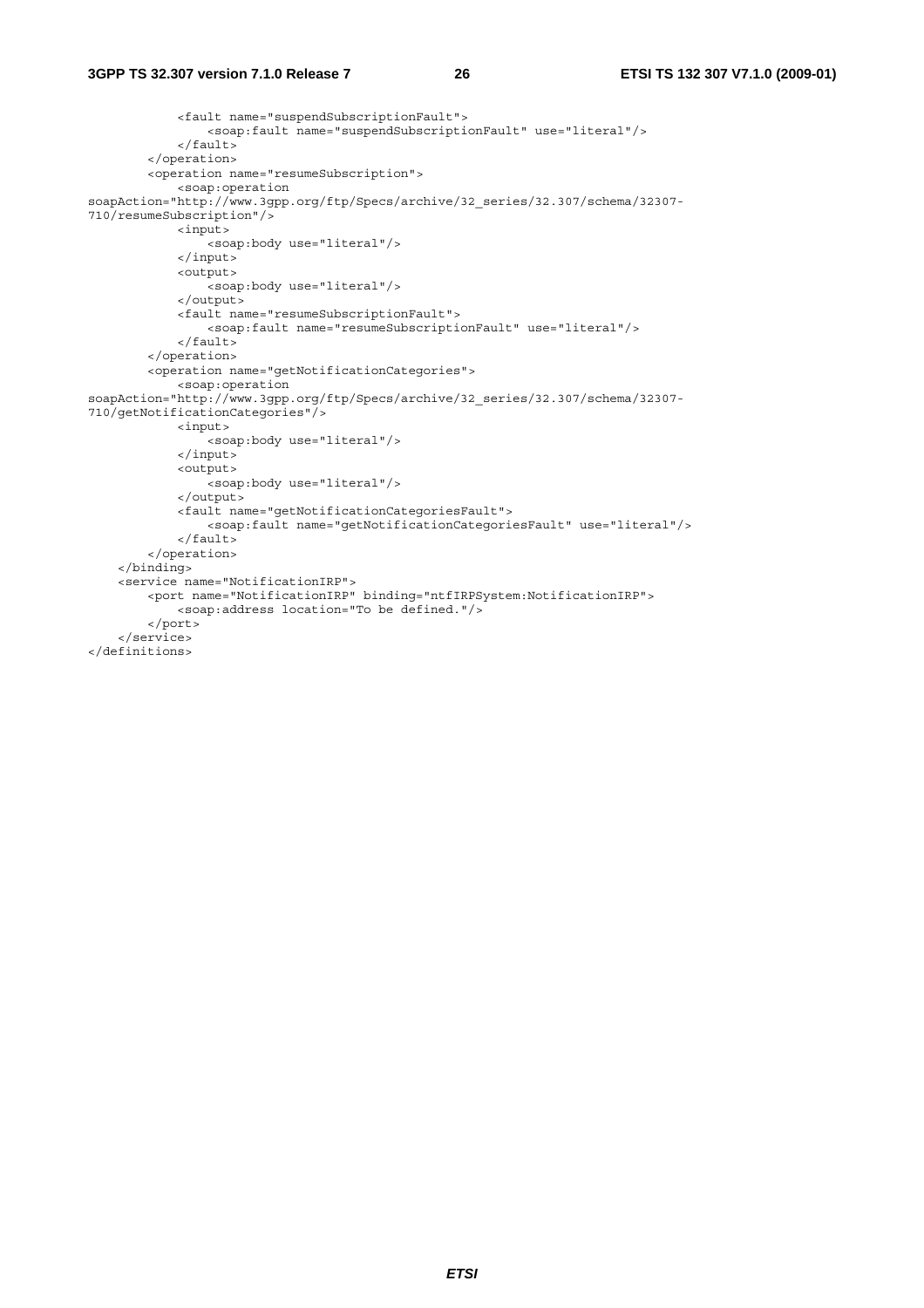```
            <fault name="suspendSubscriptionFault">
                <soap:fault name="suspendSubscriptionFault" use="literal"/>
            </fault>
        </operation>
        <operation name="resumeSubscription">
            <soap:operation
soapAction="http://www.3gpp.org/ftp/Specs/archive/32_series/32.307/schema/32307-
710/resumeSubscription"/>
            <input>
                <soap:body use="literal"/>
            </input>
            <output>
                <soap:body use="literal"/>
            </output>
            <fault name="resumeSubscriptionFault">
                <soap:fault name="resumeSubscriptionFault" use="literal"/>
            </fault>
        </operation>
        <operation name="getNotificationCategories">
            <soap:operation
soapAction="http://www.3gpp.org/ftp/Specs/archive/32_series/32.307/schema/32307-
710/getNotificationCategories"/>
            <input>
                <soap:body use="literal"/>
            </input>
            <output>
                <soap:body use="literal"/>
            </output>
            <fault name="getNotificationCategoriesFault">
                <soap:fault name="getNotificationCategoriesFault" use="literal"/>
            </fault>
        </operation>
    </binding>
    <service name="NotificationIRP">
        <port name="NotificationIRP" binding="ntfIRPSystem:NotificationIRP">
            <soap:address location="To be defined."/>
        </port>
    </service>
</definitions>
```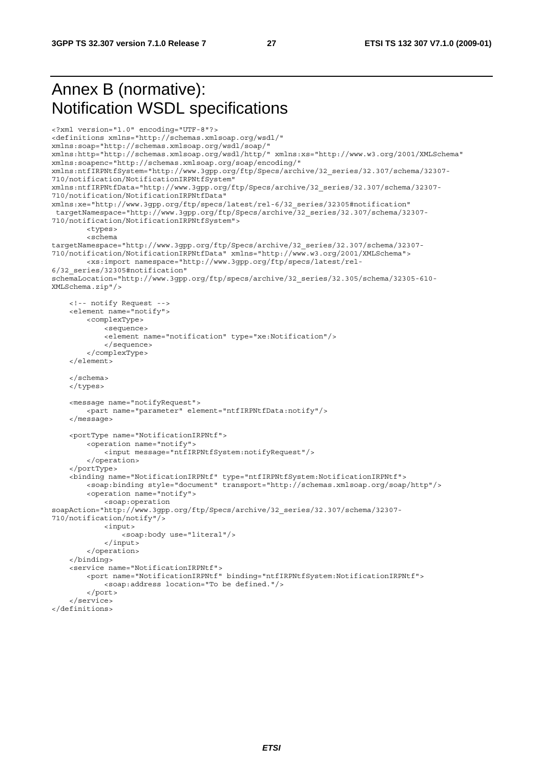# Annex B (normative): Notification WSDL specifications

```
<?xml version="1.0" encoding="UTF-8"?>
<definitions xmlns="http://schemas.xmlsoap.org/wsdl/"
xmlns:soap="http://schemas.xmlsoap.org/wsdl/soap/"
xmlns:http="http://schemas.xmlsoap.org/wsdl/http/" xmlns:xs="http://www.w3.org/2001/XMLSchema"
xmlns:soapenc="http://schemas.xmlsoap.org/soap/encoding/"
xmlns:ntfIRPNtfSystem="http://www.3gpp.org/ftp/Specs/archive/32_series/32.307/schema/32307-
710/notification/NotificationIRPNtfSystem"
xmlns:ntfIRPNtfData="http://www.3gpp.org/ftp/Specs/archive/32_series/32.307/schema/32307-
710/notification/NotificationIRPNtfData"
xmlns:xe="http://www.3gpp.org/ftp/specs/latest/rel-6/32_series/32305#notification"
 targetNamespace="http://www.3gpp.org/ftp/Specs/archive/32_series/32.307/schema/32307-
710/notification/NotificationIRPNtfSystem">
        <types>
        <schema
targetNamespace="http://www.3gpp.org/ftp/Specs/archive/32_series/32.307/schema/32307-
710/notification/NotificationIRPNtfData" xmlns="http://www.w3.org/2001/XMLSchema">
        <xs:import namespace="http://www.3gpp.org/ftp/specs/latest/rel-
6/32_series/32305#notification"
schemaLocation="http://www.3gpp.org/ftp/specs/archive/32_series/32.305/schema/32305-610-
XMLSchema.zip"/>

    <!-- notify Request -->
    <element name="notify">
        <complexType>
            <sequence>
            <element name="notification" type="xe:Notification"/>
            </sequence>
        </complexType>
    </element>

    </schema>
    </types>

    <message name="notifyRequest">
        <part name="parameter" element="ntfIRPNtfData:notify"/>
    </message>

    <portType name="NotificationIRPNtf">
        <operation name="notify">
            <input message="ntfIRPNtfSystem:notifyRequest"/>
        </operation>
    </portType>
    <binding name="NotificationIRPNtf" type="ntfIRPNtfSystem:NotificationIRPNtf">
        <soap:binding style="document" transport="http://schemas.xmlsoap.org/soap/http"/>
        <operation name="notify">
            <soap:operation
soapAction="http://www.3gpp.org/ftp/Specs/archive/32_series/32.307/schema/32307-
710/notification/notify"/>
            <input>
                <soap:body use="literal"/>
            </input>
        </operation>
    </binding>
    <service name="NotificationIRPNtf">
        <port name="NotificationIRPNtf" binding="ntfIRPNtfSystem:NotificationIRPNtf">
            <soap:address location="To be defined."/>
        </port>
    </service>
</definitions>
```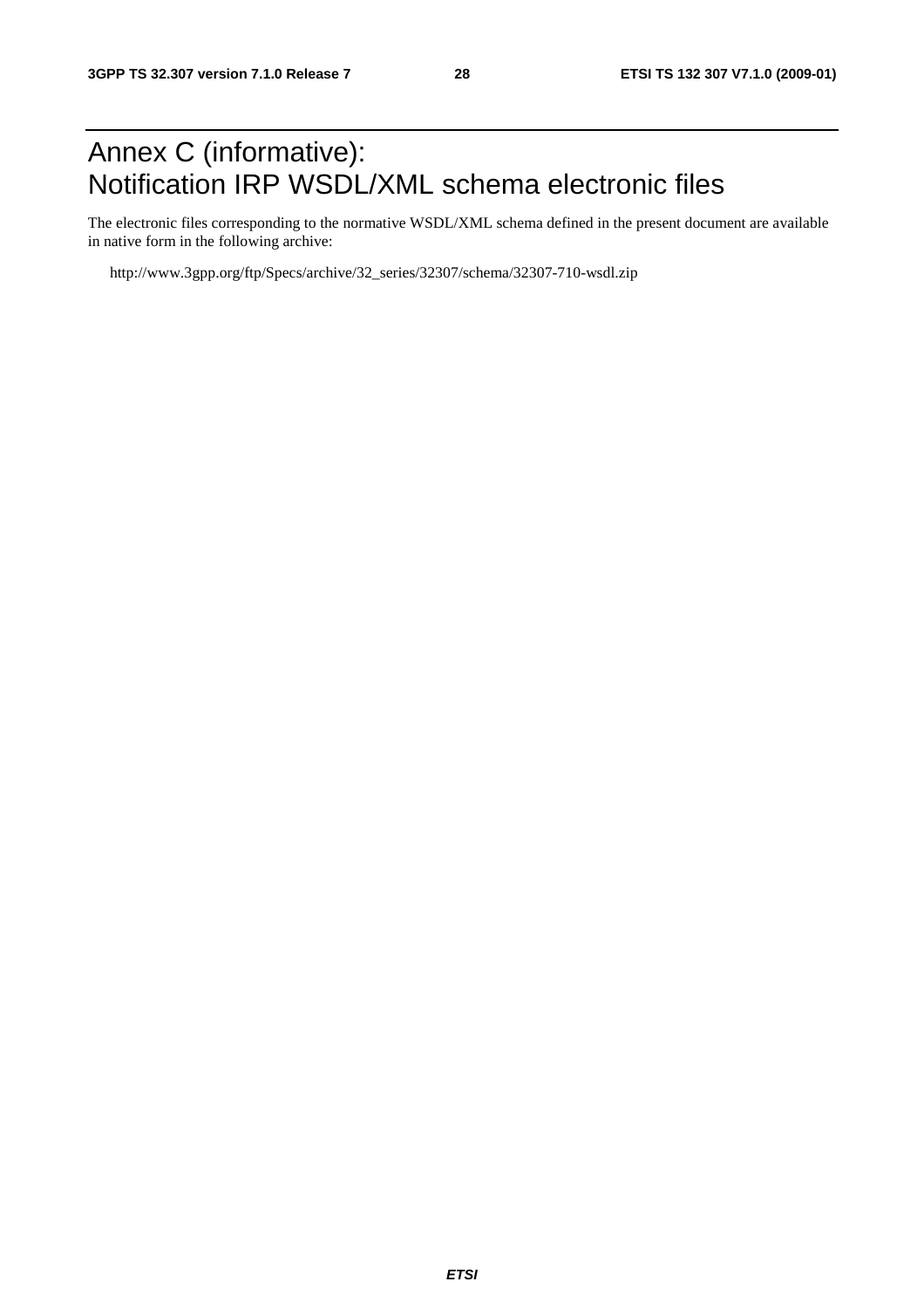# Annex C (informative): Notification IRP WSDL/XML schema electronic files

The electronic files corresponding to the normative WSDL/XML schema defined in the present document are available in native form in the following archive:

http://www.3gpp.org/ftp/Specs/archive/32_series/32307/schema/32307-710-wsdl.zip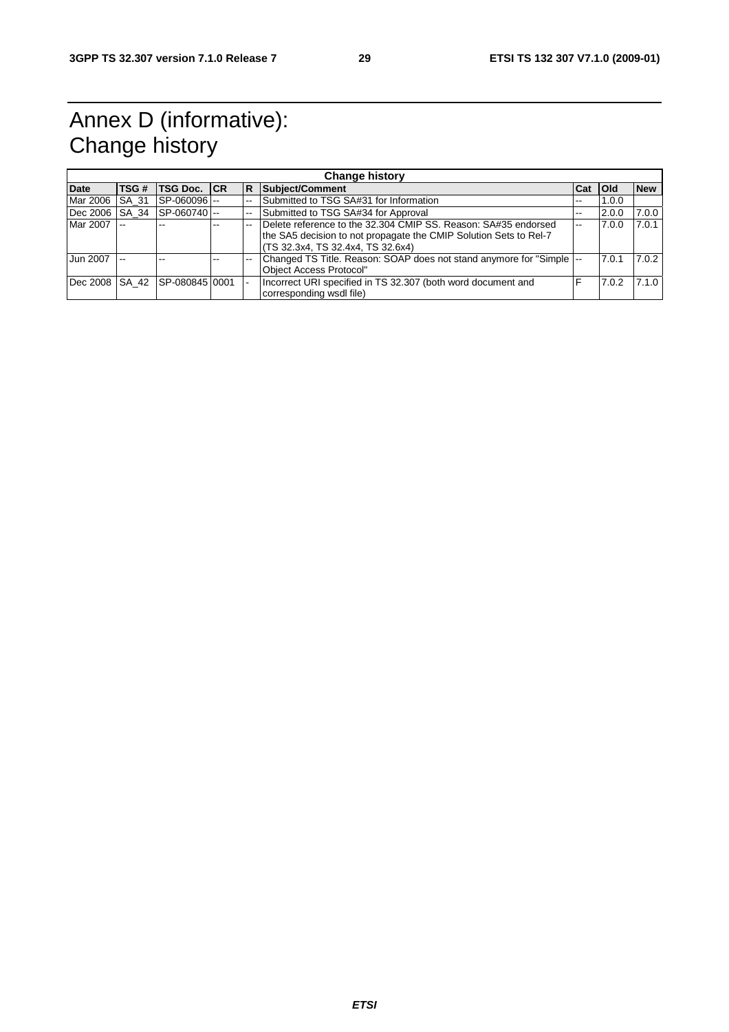# Annex D (informative): Change history

| Change history | | | | | | | | |
|---|---|---|---|---|---|---|---|---|
| **Date** | **TSG #** | **TSG Doc.** | **CR** | **R** | **Subject/Comment** | **Cat** | **Old** | **New** |
| Mar 2006 | SA_31 | SP-060096 | -- | -- | Submitted to TSG SA#31 for Information | -- | 1.0.0 | |
| Dec 2006 | SA_34 | SP-060740 | -- | -- | Submitted to TSG SA#34 for Approval | -- | 2.0.0 | 7.0.0 |
| Mar 2007 | -- | -- | -- | -- | Delete reference to the 32.304 CMIP SS. Reason: SA#35 endorsed the SA5 decision to not propagate the CMIP Solution Sets to Rel-7 (TS 32.3x4, TS 32.4x4, TS 32.6x4) | -- | 7.0.0 | 7.0.1 |
| Jun 2007 | -- | -- | -- | -- | Changed TS Title. Reason: SOAP does not stand anymore for "Simple Object Access Protocol" | -- | 7.0.1 | 7.0.2 |
| Dec 2008 | SA_42 | SP-080845 | 0001 | - | Incorrect URI specified in TS 32.307 (both word document and corresponding wsdl file) | F | 7.0.2 | 7.1.0 |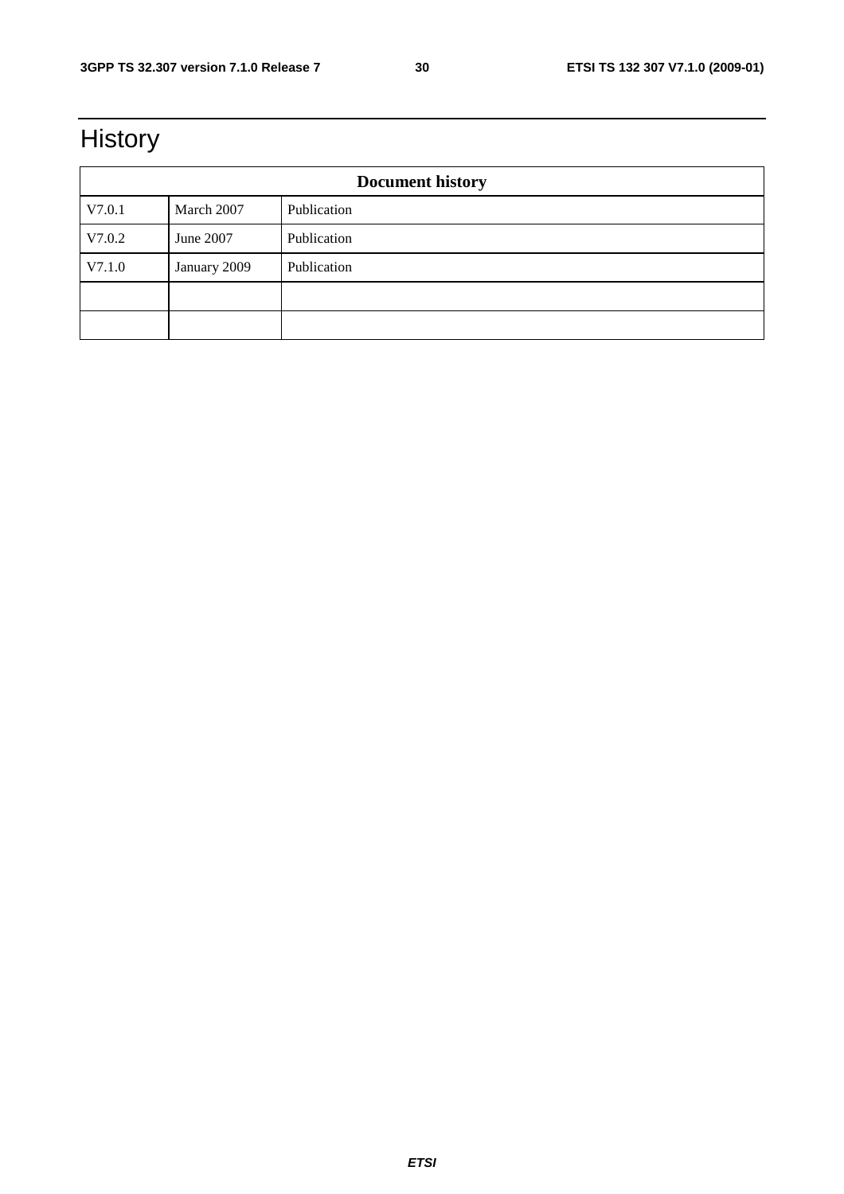# History

| Document history | | |
|---|---|---|
| V7.0.1 | March 2007 | Publication |
| V7.0.2 | June 2007 | Publication |
| V7.1.0 | January 2009 | Publication |
| | | |
| | | |